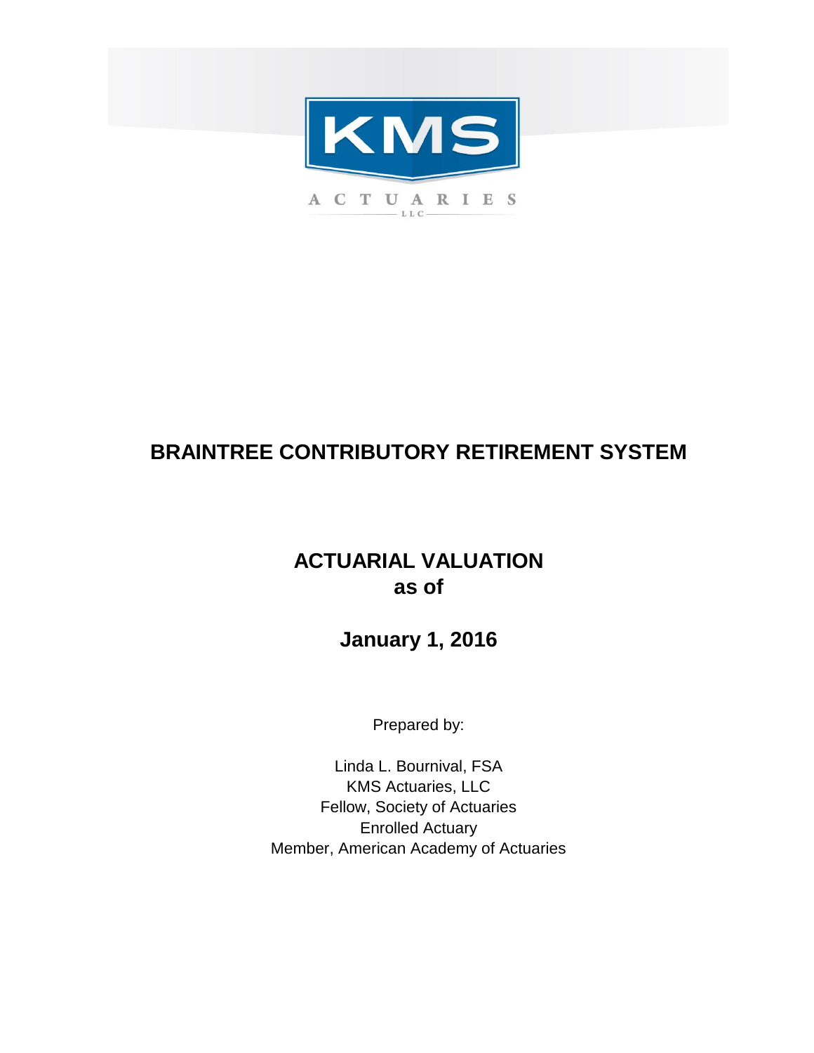KMS

ACTUARIES LLC

# BRAINTREE CONTRIBUTORY RETIREMENT SYSTEM

## ACTUARIAL VALUATION as of

## January 1, 2016

Prepared by:

Linda L. Bournival, FSA
KMS Actuaries, LLC
Fellow, Society of Actuaries
Enrolled Actuary
Member, American Academy of Actuaries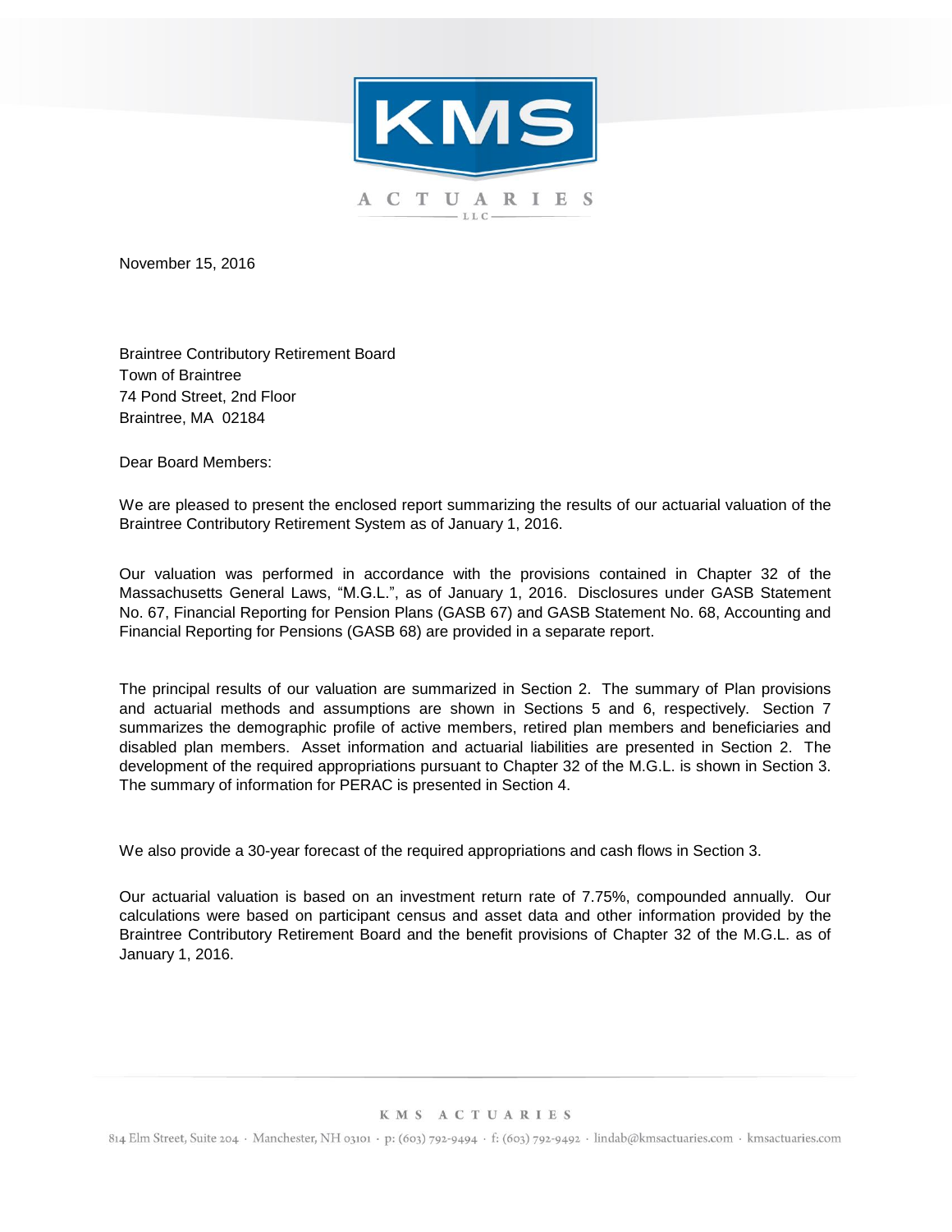November 15, 2016

Braintree Contributory Retirement Board
Town of Braintree
74 Pond Street, 2nd Floor
Braintree, MA 02184

Dear Board Members:

We are pleased to present the enclosed report summarizing the results of our actuarial valuation of the Braintree Contributory Retirement System as of January 1, 2016.

Our valuation was performed in accordance with the provisions contained in Chapter 32 of the Massachusetts General Laws, "M.G.L.", as of January 1, 2016. Disclosures under GASB Statement No. 67, Financial Reporting for Pension Plans (GASB 67) and GASB Statement No. 68, Accounting and Financial Reporting for Pensions (GASB 68) are provided in a separate report.

The principal results of our valuation are summarized in Section 2. The summary of Plan provisions and actuarial methods and assumptions are shown in Sections 5 and 6, respectively. Section 7 summarizes the demographic profile of active members, retired plan members and beneficiaries and disabled plan members. Asset information and actuarial liabilities are presented in Section 2. The development of the required appropriations pursuant to Chapter 32 of the M.G.L. is shown in Section 3. The summary of information for PERAC is presented in Section 4.

We also provide a 30-year forecast of the required appropriations and cash flows in Section 3.

Our actuarial valuation is based on an investment return rate of 7.75%, compounded annually. Our calculations were based on participant census and asset data and other information provided by the Braintree Contributory Retirement Board and the benefit provisions of Chapter 32 of the M.G.L. as of January 1, 2016.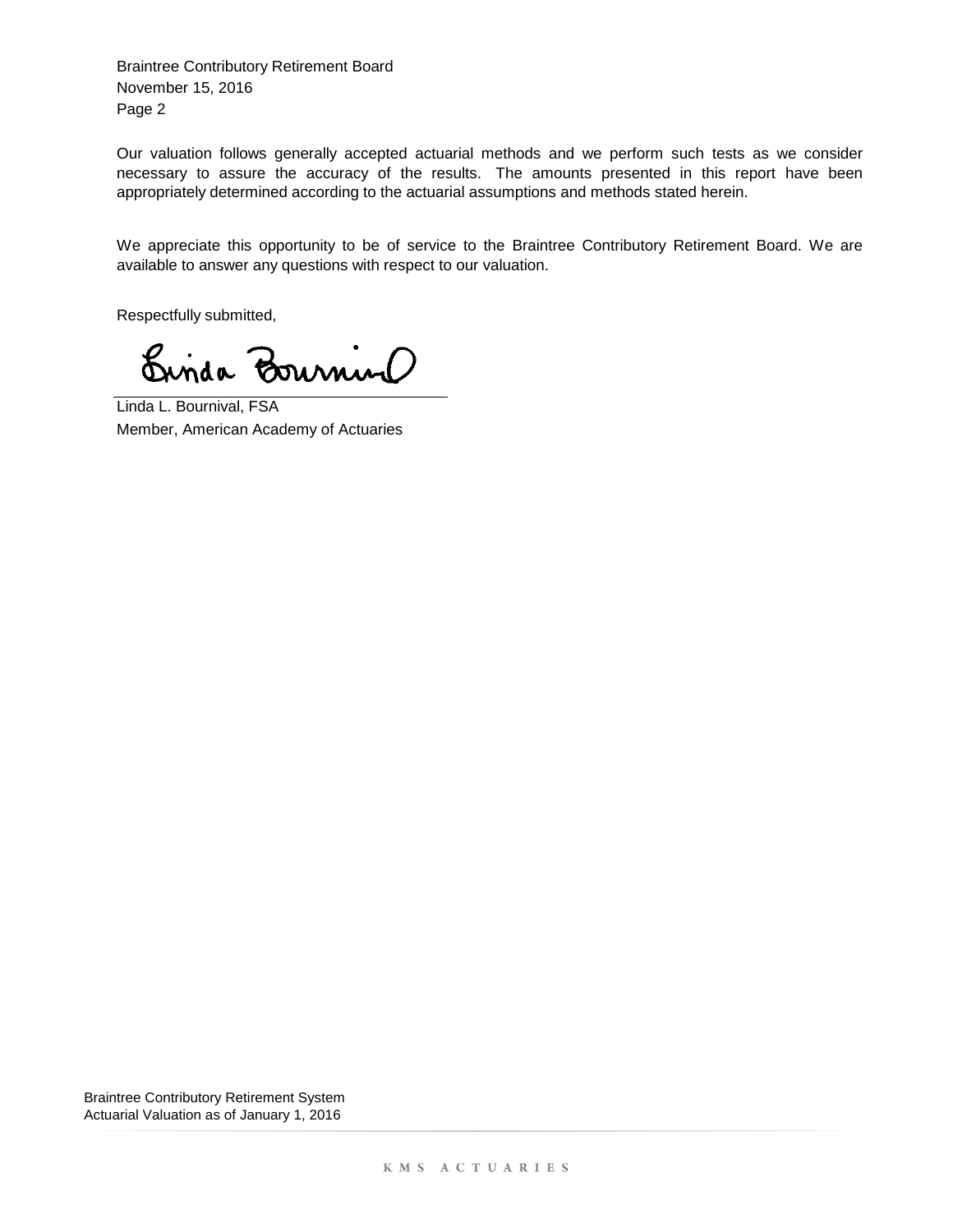Braintree Contributory Retirement Board
November 15, 2016
Page 2

Our valuation follows generally accepted actuarial methods and we perform such tests as we consider necessary to assure the accuracy of the results. The amounts presented in this report have been appropriately determined according to the actuarial assumptions and methods stated herein.

We appreciate this opportunity to be of service to the Braintree Contributory Retirement Board. We are available to answer any questions with respect to our valuation.

Respectfully submitted,

Linda L. Bournival, FSA
Member, American Academy of Actuaries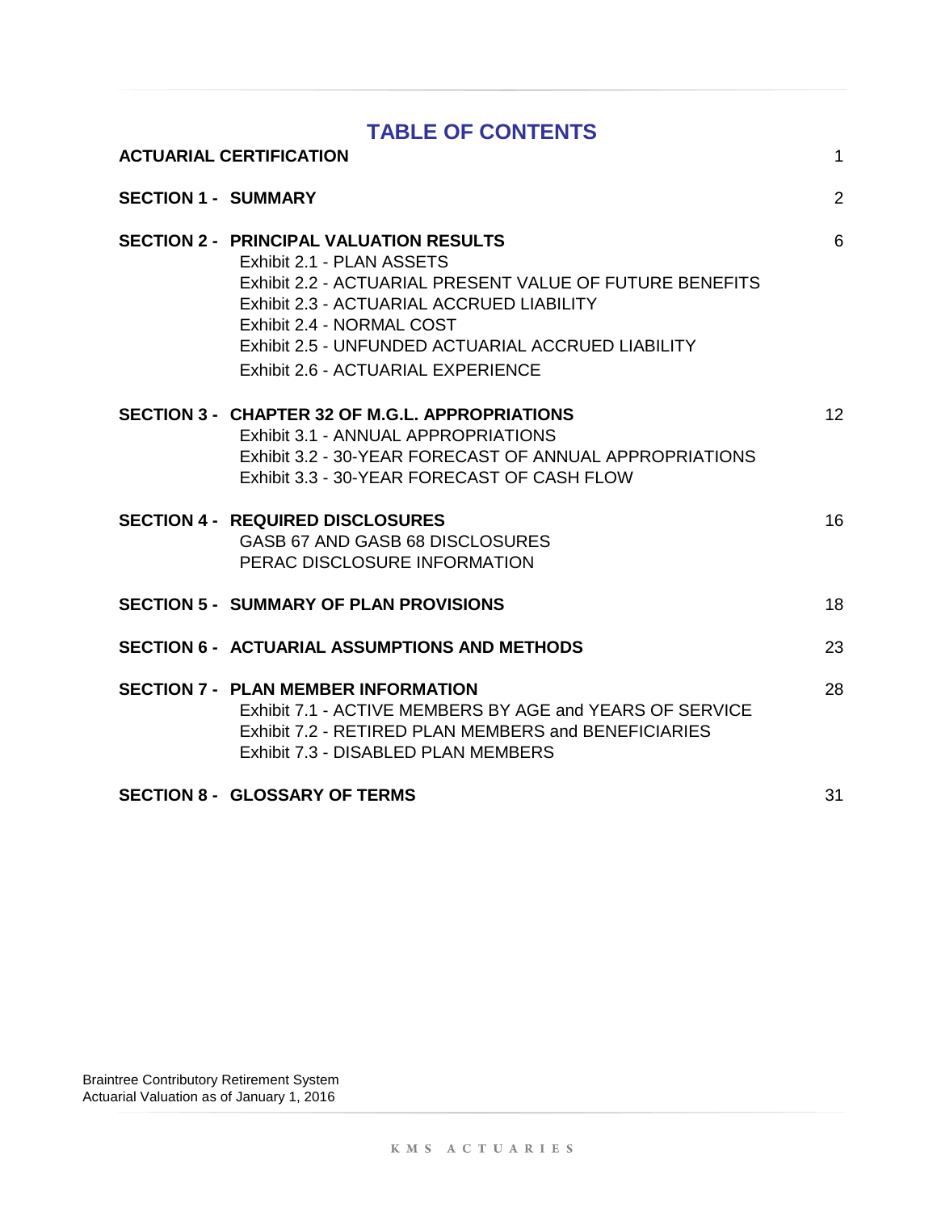# TABLE OF CONTENTS

| | | |
|---|---|---|
| **ACTUARIAL CERTIFICATION** | | 1 |
| **SECTION 1 -** | **SUMMARY** | 2 |
| **SECTION 2 -** | **PRINCIPAL VALUATION RESULTS** | 6 |
| | Exhibit 2.1 - PLAN ASSETS | |
| | Exhibit 2.2 - ACTUARIAL PRESENT VALUE OF FUTURE BENEFITS | |
| | Exhibit 2.3 - ACTUARIAL ACCRUED LIABILITY | |
| | Exhibit 2.4 - NORMAL COST | |
| | Exhibit 2.5 - UNFUNDED ACTUARIAL ACCRUED LIABILITY | |
| | Exhibit 2.6 - ACTUARIAL EXPERIENCE | |
| **SECTION 3 -** | **CHAPTER 32 OF M.G.L. APPROPRIATIONS** | 12 |
| | Exhibit 3.1 - ANNUAL APPROPRIATIONS | |
| | Exhibit 3.2 - 30-YEAR FORECAST OF ANNUAL APPROPRIATIONS | |
| | Exhibit 3.3 - 30-YEAR FORECAST OF CASH FLOW | |
| **SECTION 4 -** | **REQUIRED DISCLOSURES** | 16 |
| | GASB 67 AND GASB 68 DISCLOSURES | |
| | PERAC DISCLOSURE INFORMATION | |
| **SECTION 5 -** | **SUMMARY OF PLAN PROVISIONS** | 18 |
| **SECTION 6 -** | **ACTUARIAL ASSUMPTIONS AND METHODS** | 23 |
| **SECTION 7 -** | **PLAN MEMBER INFORMATION** | 28 |
| | Exhibit 7.1 - ACTIVE MEMBERS BY AGE and YEARS OF SERVICE | |
| | Exhibit 7.2 - RETIRED PLAN MEMBERS and BENEFICIARIES | |
| | Exhibit 7.3 - DISABLED PLAN MEMBERS | |
| **SECTION 8 -** | **GLOSSARY OF TERMS** | 31 |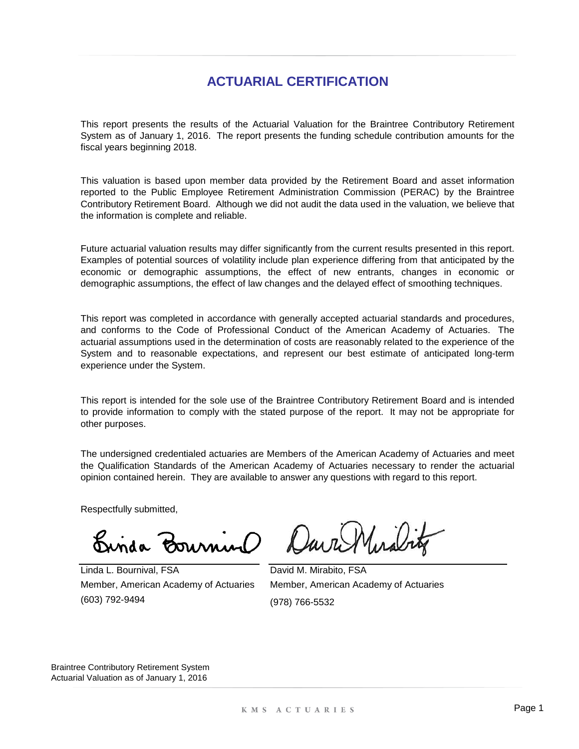# ACTUARIAL CERTIFICATION

This report presents the results of the Actuarial Valuation for the Braintree Contributory Retirement System as of January 1, 2016. The report presents the funding schedule contribution amounts for the fiscal years beginning 2018.

This valuation is based upon member data provided by the Retirement Board and asset information reported to the Public Employee Retirement Administration Commission (PERAC) by the Braintree Contributory Retirement Board. Although we did not audit the data used in the valuation, we believe that the information is complete and reliable.

Future actuarial valuation results may differ significantly from the current results presented in this report. Examples of potential sources of volatility include plan experience differing from that anticipated by the economic or demographic assumptions, the effect of new entrants, changes in economic or demographic assumptions, the effect of law changes and the delayed effect of smoothing techniques.

This report was completed in accordance with generally accepted actuarial standards and procedures, and conforms to the Code of Professional Conduct of the American Academy of Actuaries. The actuarial assumptions used in the determination of costs are reasonably related to the experience of the System and to reasonable expectations, and represent our best estimate of anticipated long-term experience under the System.

This report is intended for the sole use of the Braintree Contributory Retirement Board and is intended to provide information to comply with the stated purpose of the report. It may not be appropriate for other purposes.

The undersigned credentialed actuaries are Members of the American Academy of Actuaries and meet the Qualification Standards of the American Academy of Actuaries necessary to render the actuarial opinion contained herein. They are available to answer any questions with regard to this report.

Respectfully submitted,

Linda L. Bournival, FSA
Member, American Academy of Actuaries
(603) 792-9494

David M. Mirabito, FSA
Member, American Academy of Actuaries
(978) 766-5532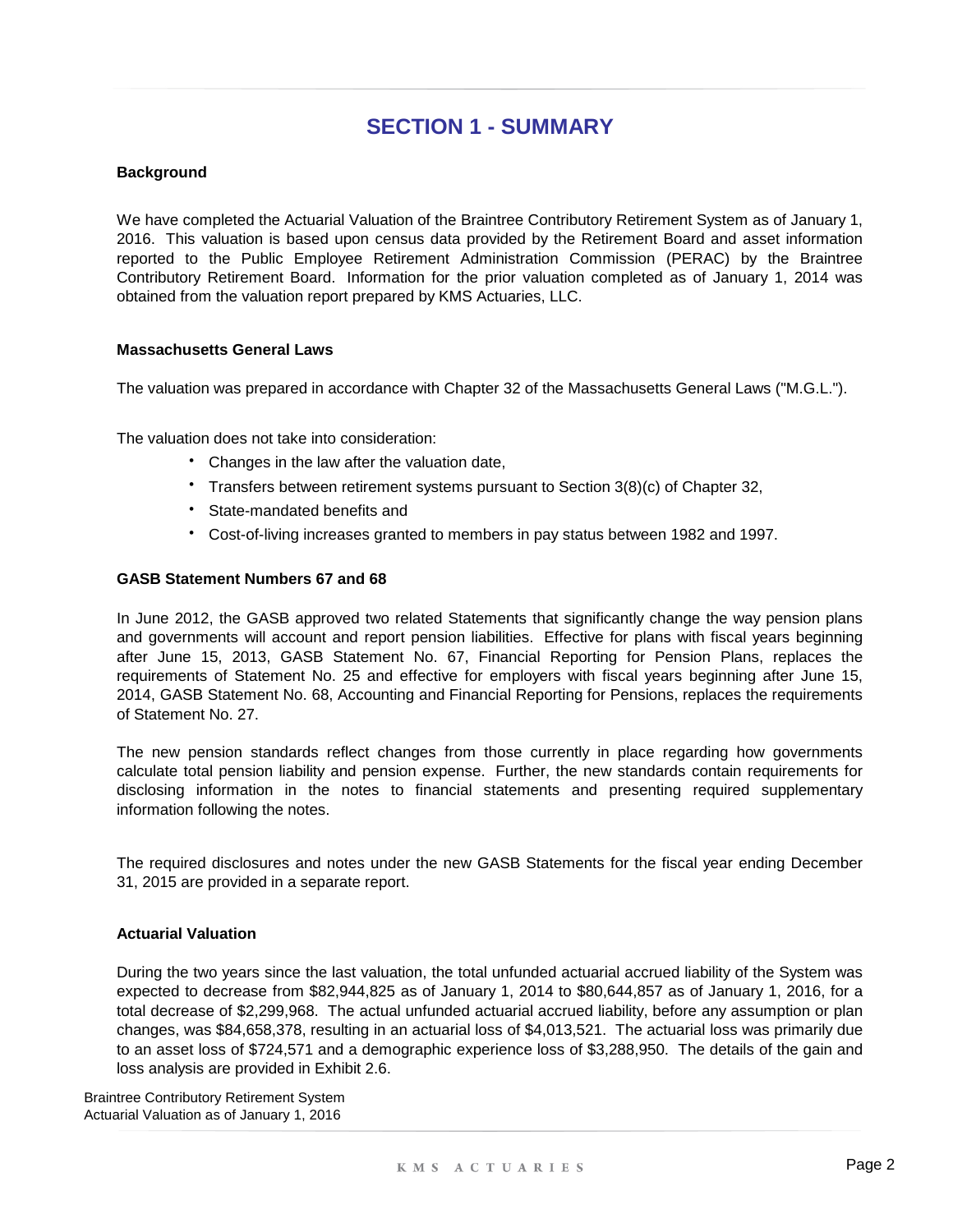# SECTION 1 - SUMMARY

### Background

We have completed the Actuarial Valuation of the Braintree Contributory Retirement System as of January 1, 2016. This valuation is based upon census data provided by the Retirement Board and asset information reported to the Public Employee Retirement Administration Commission (PERAC) by the Braintree Contributory Retirement Board. Information for the prior valuation completed as of January 1, 2014 was obtained from the valuation report prepared by KMS Actuaries, LLC.

### Massachusetts General Laws

The valuation was prepared in accordance with Chapter 32 of the Massachusetts General Laws ("M.G.L.").

The valuation does not take into consideration:

- Changes in the law after the valuation date,
- Transfers between retirement systems pursuant to Section 3(8)(c) of Chapter 32,
- State-mandated benefits and
- Cost-of-living increases granted to members in pay status between 1982 and 1997.

### GASB Statement Numbers 67 and 68

In June 2012, the GASB approved two related Statements that significantly change the way pension plans and governments will account and report pension liabilities. Effective for plans with fiscal years beginning after June 15, 2013, GASB Statement No. 67, Financial Reporting for Pension Plans, replaces the requirements of Statement No. 25 and effective for employers with fiscal years beginning after June 15, 2014, GASB Statement No. 68, Accounting and Financial Reporting for Pensions, replaces the requirements of Statement No. 27.

The new pension standards reflect changes from those currently in place regarding how governments calculate total pension liability and pension expense. Further, the new standards contain requirements for disclosing information in the notes to financial statements and presenting required supplementary information following the notes.

The required disclosures and notes under the new GASB Statements for the fiscal year ending December 31, 2015 are provided in a separate report.

### Actuarial Valuation

During the two years since the last valuation, the total unfunded actuarial accrued liability of the System was expected to decrease from $82,944,825 as of January 1, 2014 to $80,644,857 as of January 1, 2016, for a total decrease of $2,299,968. The actual unfunded actuarial accrued liability, before any assumption or plan changes, was $84,658,378, resulting in an actuarial loss of $4,013,521. The actuarial loss was primarily due to an asset loss of $724,571 and a demographic experience loss of $3,288,950. The details of the gain and loss analysis are provided in Exhibit 2.6.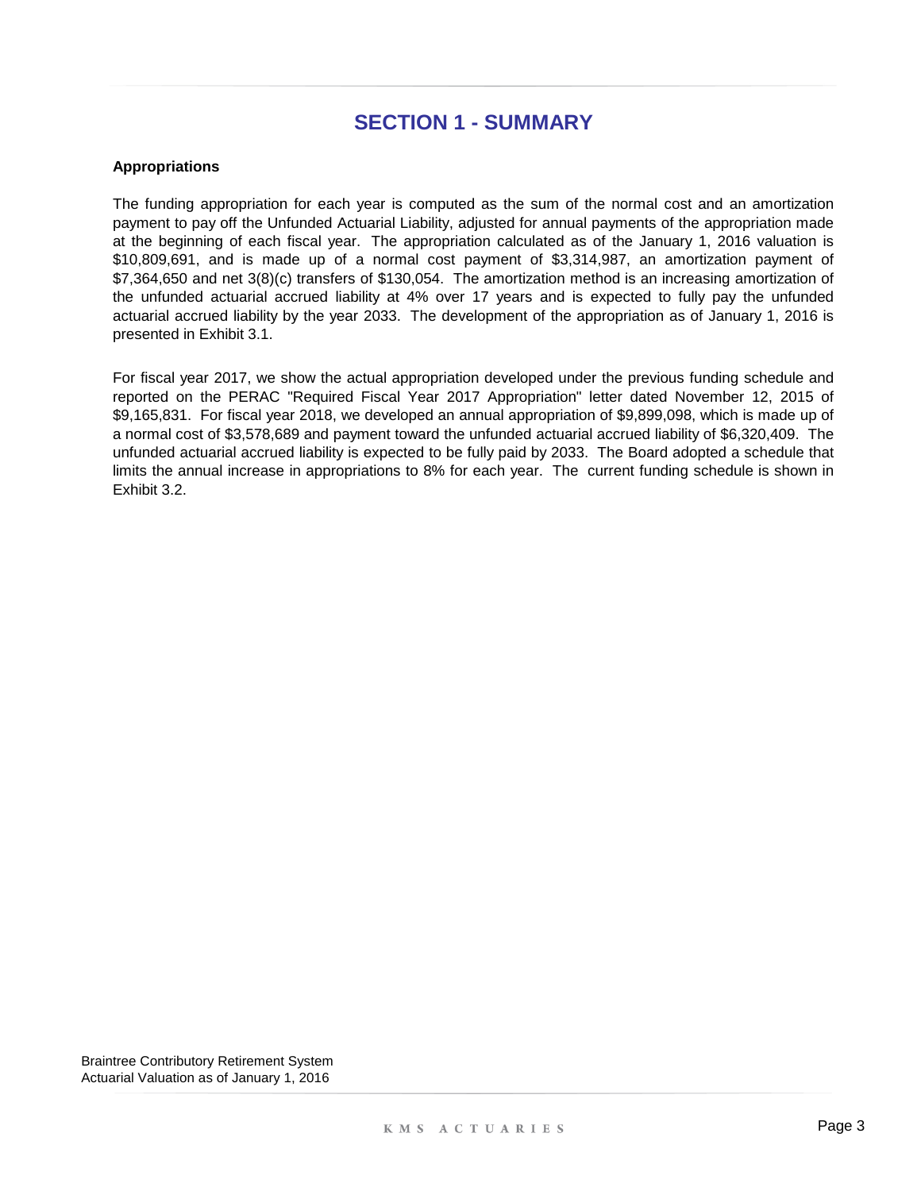# SECTION 1 - SUMMARY

**Appropriations**

The funding appropriation for each year is computed as the sum of the normal cost and an amortization payment to pay off the Unfunded Actuarial Liability, adjusted for annual payments of the appropriation made at the beginning of each fiscal year. The appropriation calculated as of the January 1, 2016 valuation is $10,809,691, and is made up of a normal cost payment of $3,314,987, an amortization payment of $7,364,650 and net 3(8)(c) transfers of $130,054. The amortization method is an increasing amortization of the unfunded actuarial accrued liability at 4% over 17 years and is expected to fully pay the unfunded actuarial accrued liability by the year 2033. The development of the appropriation as of January 1, 2016 is presented in Exhibit 3.1.

For fiscal year 2017, we show the actual appropriation developed under the previous funding schedule and reported on the PERAC "Required Fiscal Year 2017 Appropriation" letter dated November 12, 2015 of $9,165,831. For fiscal year 2018, we developed an annual appropriation of $9,899,098, which is made up of a normal cost of $3,578,689 and payment toward the unfunded actuarial accrued liability of $6,320,409. The unfunded actuarial accrued liability is expected to be fully paid by 2033. The Board adopted a schedule that limits the annual increase in appropriations to 8% for each year. The current funding schedule is shown in Exhibit 3.2.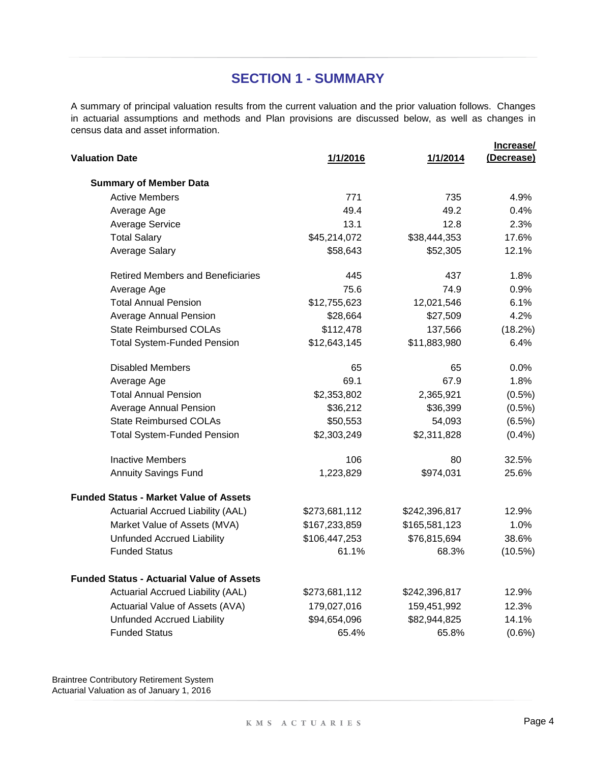## SECTION 1 - SUMMARY

A summary of principal valuation results from the current valuation and the prior valuation follows. Changes in actuarial assumptions and methods and Plan provisions are discussed below, as well as changes in census data and asset information.

| Valuation Date | 1/1/2016 | 1/1/2014 | Increase/ (Decrease) |
|---|---|---|---|
| **Summary of Member Data** | | | |
| Active Members | 771 | 735 | 4.9% |
| Average Age | 49.4 | 49.2 | 0.4% |
| Average Service | 13.1 | 12.8 | 2.3% |
| Total Salary | $45,214,072 | $38,444,353 | 17.6% |
| Average Salary | $58,643 | $52,305 | 12.1% |
| | | | |
| Retired Members and Beneficiaries | 445 | 437 | 1.8% |
| Average Age | 75.6 | 74.9 | 0.9% |
| Total Annual Pension | $12,755,623 | 12,021,546 | 6.1% |
| Average Annual Pension | $28,664 | $27,509 | 4.2% |
| State Reimbursed COLAs | $112,478 | 137,566 | (18.2%) |
| Total System-Funded Pension | $12,643,145 | $11,883,980 | 6.4% |
| | | | |
| Disabled Members | 65 | 65 | 0.0% |
| Average Age | 69.1 | 67.9 | 1.8% |
| Total Annual Pension | $2,353,802 | 2,365,921 | (0.5%) |
| Average Annual Pension | $36,212 | $36,399 | (0.5%) |
| State Reimbursed COLAs | $50,553 | 54,093 | (6.5%) |
| Total System-Funded Pension | $2,303,249 | $2,311,828 | (0.4%) |
| | | | |
| Inactive Members | 106 | 80 | 32.5% |
| Annuity Savings Fund | 1,223,829 | $974,031 | 25.6% |
| **Funded Status - Market Value of Assets** | | | |
| Actuarial Accrued Liability (AAL) | $273,681,112 | $242,396,817 | 12.9% |
| Market Value of Assets (MVA) | $167,233,859 | $165,581,123 | 1.0% |
| Unfunded Accrued Liability | $106,447,253 | $76,815,694 | 38.6% |
| Funded Status | 61.1% | 68.3% | (10.5%) |
| **Funded Status - Actuarial Value of Assets** | | | |
| Actuarial Accrued Liability (AAL) | $273,681,112 | $242,396,817 | 12.9% |
| Actuarial Value of Assets (AVA) | 179,027,016 | 159,451,992 | 12.3% |
| Unfunded Accrued Liability | $94,654,096 | $82,944,825 | 14.1% |
| Funded Status | 65.4% | 65.8% | (0.6%) |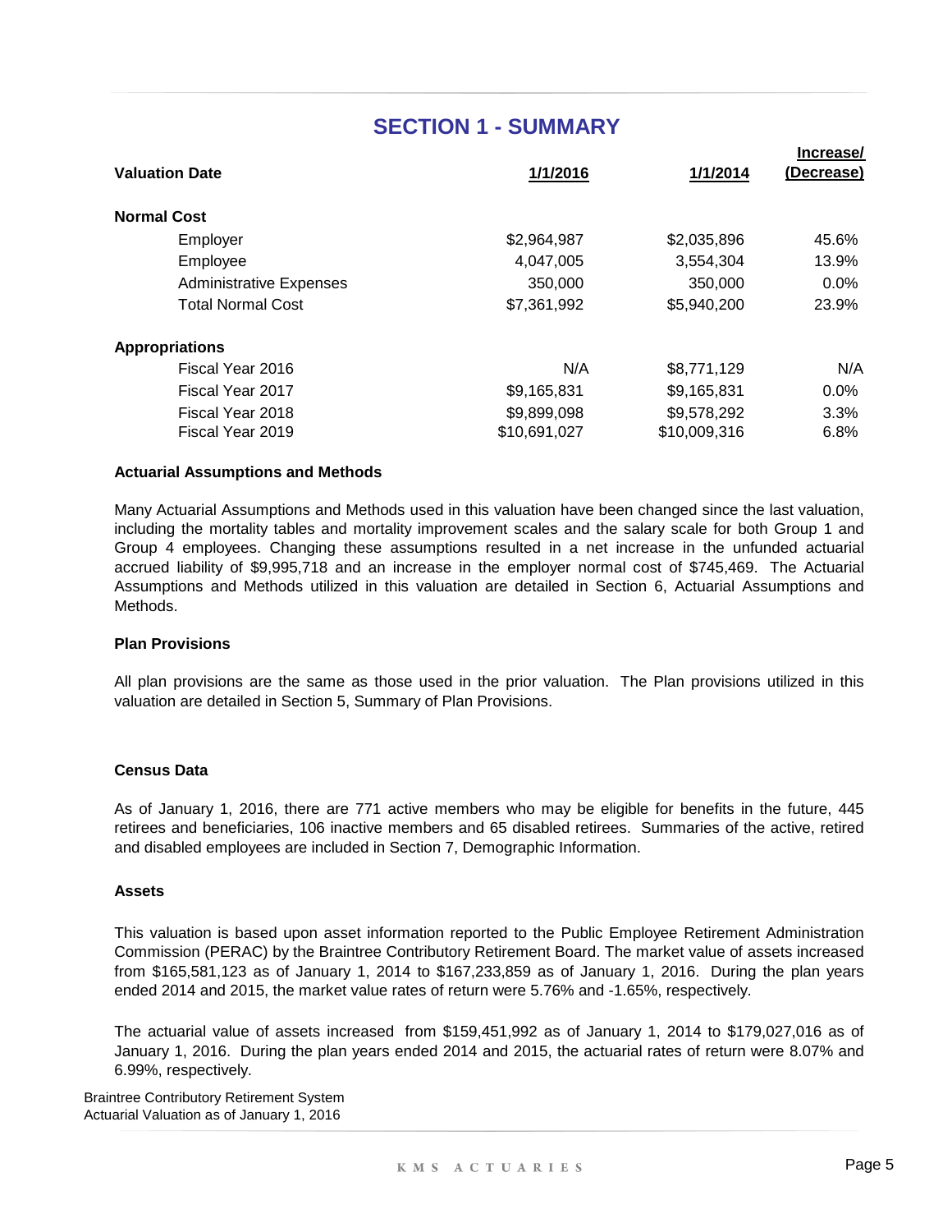# SECTION 1 - SUMMARY

| Valuation Date | 1/1/2016 | 1/1/2014 | Increase/ (Decrease) |
|---|---|---|---|
| **Normal Cost** | | | |
| Employer | $2,964,987 | $2,035,896 | 45.6% |
| Employee | 4,047,005 | 3,554,304 | 13.9% |
| Administrative Expenses | 350,000 | 350,000 | 0.0% |
| Total Normal Cost | $7,361,992 | $5,940,200 | 23.9% |
| **Appropriations** | | | |
| Fiscal Year 2016 | N/A | $8,771,129 | N/A |
| Fiscal Year 2017 | $9,165,831 | $9,165,831 | 0.0% |
| Fiscal Year 2018 | $9,899,098 | $9,578,292 | 3.3% |
| Fiscal Year 2019 | $10,691,027 | $10,009,316 | 6.8% |

### Actuarial Assumptions and Methods

Many Actuarial Assumptions and Methods used in this valuation have been changed since the last valuation, including the mortality tables and mortality improvement scales and the salary scale for both Group 1 and Group 4 employees. Changing these assumptions resulted in a net increase in the unfunded actuarial accrued liability of $9,995,718 and an increase in the employer normal cost of $745,469. The Actuarial Assumptions and Methods utilized in this valuation are detailed in Section 6, Actuarial Assumptions and Methods.

### Plan Provisions

All plan provisions are the same as those used in the prior valuation. The Plan provisions utilized in this valuation are detailed in Section 5, Summary of Plan Provisions.

### Census Data

As of January 1, 2016, there are 771 active members who may be eligible for benefits in the future, 445 retirees and beneficiaries, 106 inactive members and 65 disabled retirees. Summaries of the active, retired and disabled employees are included in Section 7, Demographic Information.

### Assets

This valuation is based upon asset information reported to the Public Employee Retirement Administration Commission (PERAC) by the Braintree Contributory Retirement Board. The market value of assets increased from $165,581,123 as of January 1, 2014 to $167,233,859 as of January 1, 2016. During the plan years ended 2014 and 2015, the market value rates of return were 5.76% and -1.65%, respectively.

The actuarial value of assets increased from $159,451,992 as of January 1, 2014 to $179,027,016 as of January 1, 2016. During the plan years ended 2014 and 2015, the actuarial rates of return were 8.07% and 6.99%, respectively.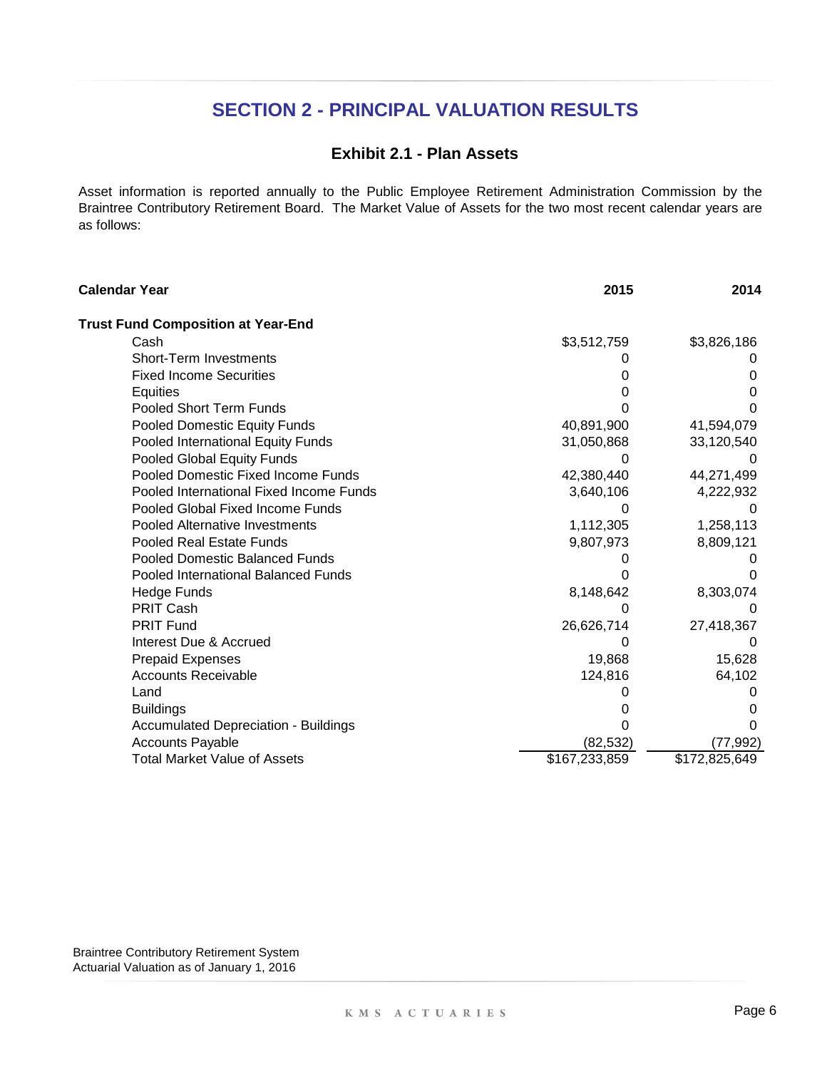## SECTION 2 - PRINCIPAL VALUATION RESULTS

### Exhibit 2.1 - Plan Assets

Asset information is reported annually to the Public Employee Retirement Administration Commission by the Braintree Contributory Retirement Board. The Market Value of Assets for the two most recent calendar years are as follows:

| **Calendar Year** | **2015** | **2014** |
|---|---|---|
| **Trust Fund Composition at Year-End** | | |
| Cash | $3,512,759 | $3,826,186 |
| Short-Term Investments | 0 | 0 |
| Fixed Income Securities | 0 | 0 |
| Equities | 0 | 0 |
| Pooled Short Term Funds | 0 | 0 |
| Pooled Domestic Equity Funds | 40,891,900 | 41,594,079 |
| Pooled International Equity Funds | 31,050,868 | 33,120,540 |
| Pooled Global Equity Funds | 0 | 0 |
| Pooled Domestic Fixed Income Funds | 42,380,440 | 44,271,499 |
| Pooled International Fixed Income Funds | 3,640,106 | 4,222,932 |
| Pooled Global Fixed Income Funds | 0 | 0 |
| Pooled Alternative Investments | 1,112,305 | 1,258,113 |
| Pooled Real Estate Funds | 9,807,973 | 8,809,121 |
| Pooled Domestic Balanced Funds | 0 | 0 |
| Pooled International Balanced Funds | 0 | 0 |
| Hedge Funds | 8,148,642 | 8,303,074 |
| PRIT Cash | 0 | 0 |
| PRIT Fund | 26,626,714 | 27,418,367 |
| Interest Due & Accrued | 0 | 0 |
| Prepaid Expenses | 19,868 | 15,628 |
| Accounts Receivable | 124,816 | 64,102 |
| Land | 0 | 0 |
| Buildings | 0 | 0 |
| Accumulated Depreciation - Buildings | 0 | 0 |
| Accounts Payable | (82,532) | (77,992) |
| Total Market Value of Assets | $167,233,859 | $172,825,649 |

Braintree Contributory Retirement System
Actuarial Valuation as of January 1, 2016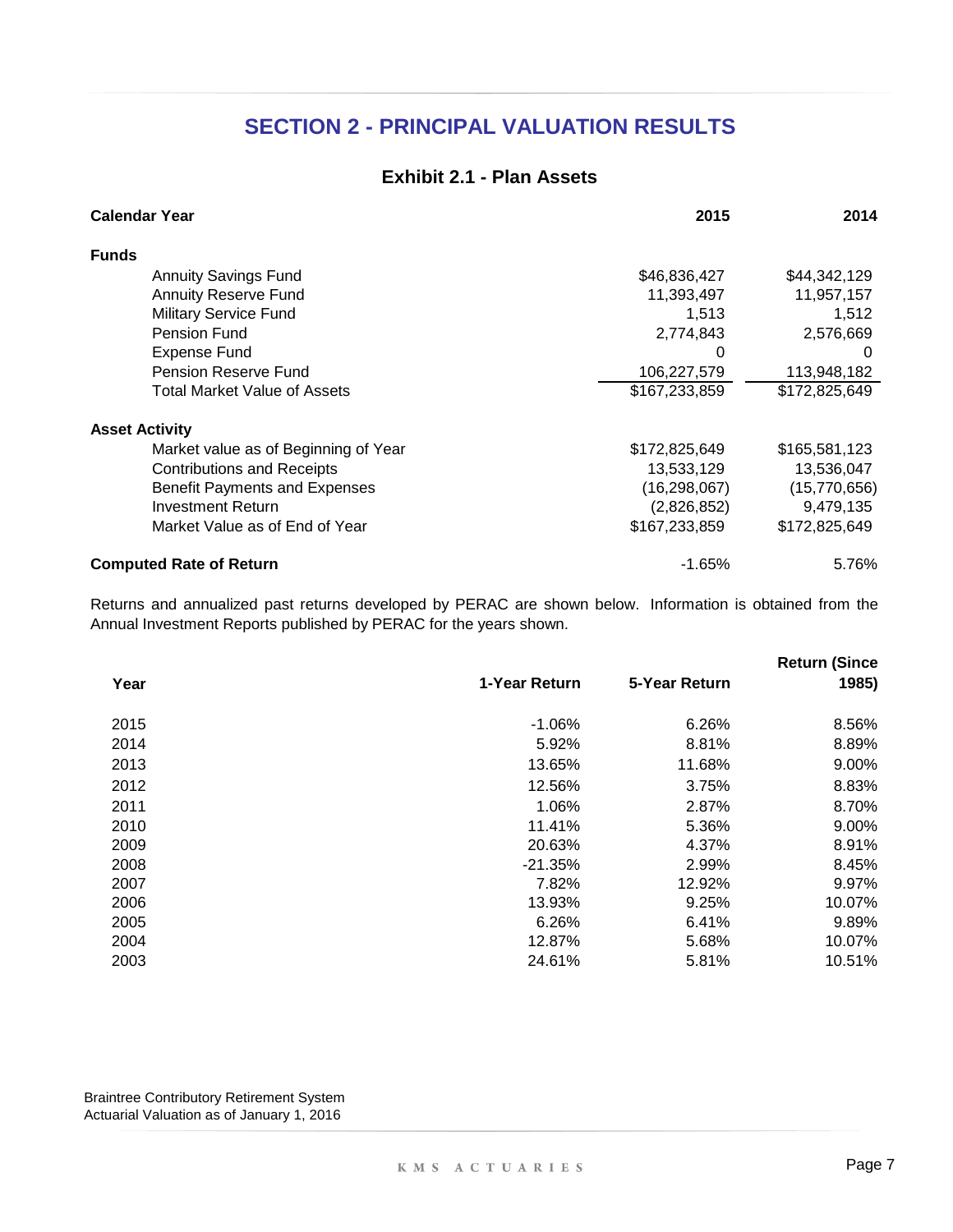# SECTION 2 - PRINCIPAL VALUATION RESULTS

## Exhibit 2.1 - Plan Assets

| Calendar Year | 2015 | 2014 |
|---|---|---|
| **Funds** | | |
| Annuity Savings Fund | $46,836,427 | $44,342,129 |
| Annuity Reserve Fund | 11,393,497 | 11,957,157 |
| Military Service Fund | 1,513 | 1,512 |
| Pension Fund | 2,774,843 | 2,576,669 |
| Expense Fund | 0 | 0 |
| Pension Reserve Fund | 106,227,579 | 113,948,182 |
| Total Market Value of Assets | $167,233,859 | $172,825,649 |
| **Asset Activity** | | |
| Market value as of Beginning of Year | $172,825,649 | $165,581,123 |
| Contributions and Receipts | 13,533,129 | 13,536,047 |
| Benefit Payments and Expenses | (16,298,067) | (15,770,656) |
| Investment Return | (2,826,852) | 9,479,135 |
| Market Value as of End of Year | $167,233,859 | $172,825,649 |
| **Computed Rate of Return** | -1.65% | 5.76% |

Returns and annualized past returns developed by PERAC are shown below. Information is obtained from the Annual Investment Reports published by PERAC for the years shown.

| Year | 1-Year Return | 5-Year Return | Return (Since 1985) |
|---|---|---|---|
| 2015 | -1.06% | 6.26% | 8.56% |
| 2014 | 5.92% | 8.81% | 8.89% |
| 2013 | 13.65% | 11.68% | 9.00% |
| 2012 | 12.56% | 3.75% | 8.83% |
| 2011 | 1.06% | 2.87% | 8.70% |
| 2010 | 11.41% | 5.36% | 9.00% |
| 2009 | 20.63% | 4.37% | 8.91% |
| 2008 | -21.35% | 2.99% | 8.45% |
| 2007 | 7.82% | 12.92% | 9.97% |
| 2006 | 13.93% | 9.25% | 10.07% |
| 2005 | 6.26% | 6.41% | 9.89% |
| 2004 | 12.87% | 5.68% | 10.07% |
| 2003 | 24.61% | 5.81% | 10.51% |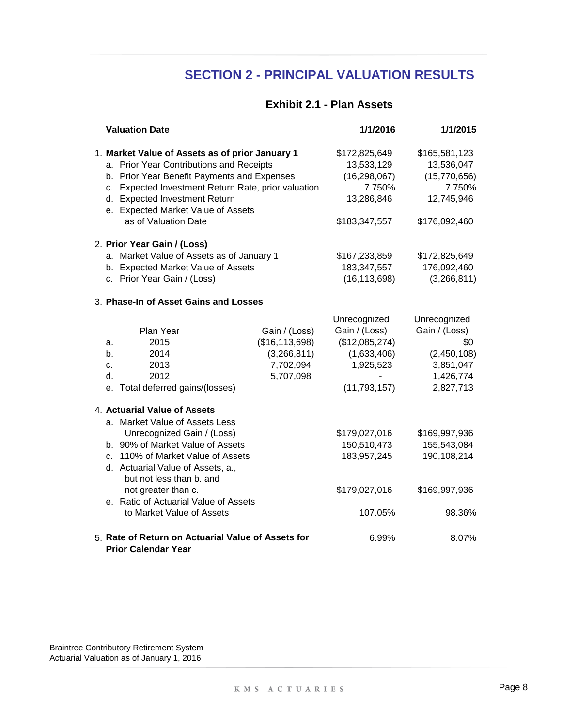# SECTION 2 - PRINCIPAL VALUATION RESULTS

## Exhibit 2.1 - Plan Assets

| Valuation Date | | | 1/1/2016 | 1/1/2015 |
|---|---|---|---|---|
| 1. **Market Value of Assets as of prior January 1** | | | $172,825,649 | $165,581,123 |
| a. Prior Year Contributions and Receipts | | | 13,533,129 | 13,536,047 |
| b. Prior Year Benefit Payments and Expenses | | | (16,298,067) | (15,770,656) |
| c. Expected Investment Return Rate, prior valuation | | | 7.750% | 7.750% |
| d. Expected Investment Return | | | 13,286,846 | 12,745,946 |
| e. Expected Market Value of Assets as of Valuation Date | | | $183,347,557 | $176,092,460 |
| 2. **Prior Year Gain / (Loss)** | | | | |
| a. Market Value of Assets as of January 1 | | | $167,233,859 | $172,825,649 |
| b. Expected Market Value of Assets | | | 183,347,557 | 176,092,460 |
| c. Prior Year Gain / (Loss) | | | (16,113,698) | (3,266,811) |
| 3. **Phase-In of Asset Gains and Losses** | | | | |
| | Plan Year | Gain / (Loss) | Unrecognized Gain / (Loss) | Unrecognized Gain / (Loss) |
| a. | 2015 | ($16,113,698) | ($12,085,274) | $0 |
| b. | 2014 | (3,266,811) | (1,633,406) | (2,450,108) |
| c. | 2013 | 7,702,094 | 1,925,523 | 3,851,047 |
| d. | 2012 | 5,707,098 | - | 1,426,774 |
| e. Total deferred gains/(losses) | | | (11,793,157) | 2,827,713 |
| 4. **Actuarial Value of Assets** | | | | |
| a. Market Value of Assets Less Unrecognized Gain / (Loss) | | | $179,027,016 | $169,997,936 |
| b. 90% of Market Value of Assets | | | 150,510,473 | 155,543,084 |
| c. 110% of Market Value of Assets | | | 183,957,245 | 190,108,214 |
| d. Actuarial Value of Assets, a., but not less than b. and not greater than c. | | | $179,027,016 | $169,997,936 |
| e. Ratio of Actuarial Value of Assets to Market Value of Assets | | | 107.05% | 98.36% |
| 5. **Rate of Return on Actuarial Value of Assets for Prior Calendar Year** | | | 6.99% | 8.07% |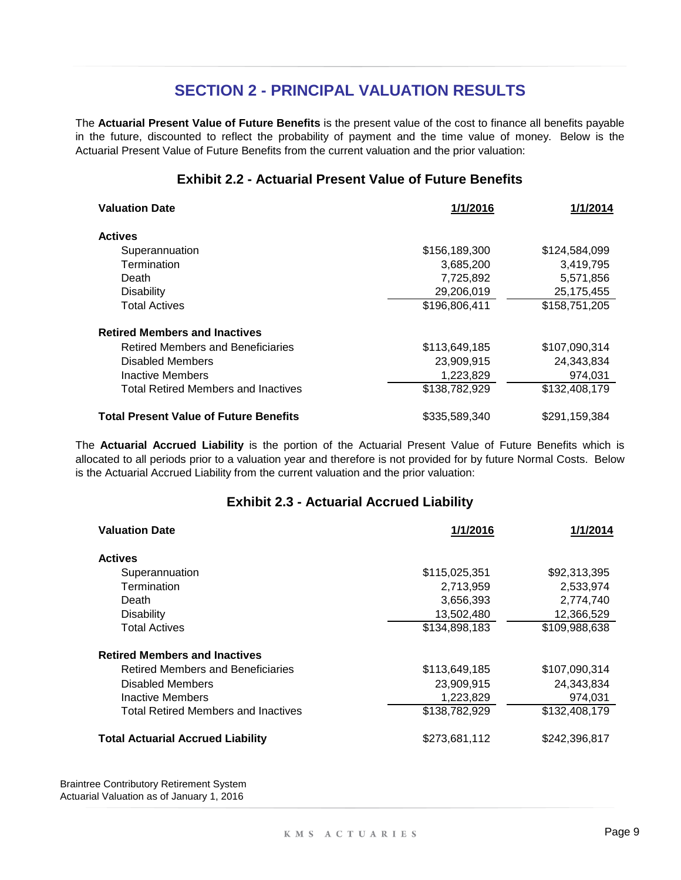# SECTION 2 - PRINCIPAL VALUATION RESULTS

The **Actuarial Present Value of Future Benefits** is the present value of the cost to finance all benefits payable in the future, discounted to reflect the probability of payment and the time value of money. Below is the Actuarial Present Value of Future Benefits from the current valuation and the prior valuation:

### Exhibit 2.2 - Actuarial Present Value of Future Benefits

| Valuation Date | 1/1/2016 | 1/1/2014 |
|---|---|---|
| **Actives** | | |
| Superannuation | $156,189,300 | $124,584,099 |
| Termination | 3,685,200 | 3,419,795 |
| Death | 7,725,892 | 5,571,856 |
| Disability | 29,206,019 | 25,175,455 |
| Total Actives | $196,806,411 | $158,751,205 |
| **Retired Members and Inactives** | | |
| Retired Members and Beneficiaries | $113,649,185 | $107,090,314 |
| Disabled Members | 23,909,915 | 24,343,834 |
| Inactive Members | 1,223,829 | 974,031 |
| Total Retired Members and Inactives | $138,782,929 | $132,408,179 |
| **Total Present Value of Future Benefits** | $335,589,340 | $291,159,384 |

The **Actuarial Accrued Liability** is the portion of the Actuarial Present Value of Future Benefits which is allocated to all periods prior to a valuation year and therefore is not provided for by future Normal Costs. Below is the Actuarial Accrued Liability from the current valuation and the prior valuation:

### Exhibit 2.3 - Actuarial Accrued Liability

| Valuation Date | 1/1/2016 | 1/1/2014 |
|---|---|---|
| **Actives** | | |
| Superannuation | $115,025,351 | $92,313,395 |
| Termination | 2,713,959 | 2,533,974 |
| Death | 3,656,393 | 2,774,740 |
| Disability | 13,502,480 | 12,366,529 |
| Total Actives | $134,898,183 | $109,988,638 |
| **Retired Members and Inactives** | | |
| Retired Members and Beneficiaries | $113,649,185 | $107,090,314 |
| Disabled Members | 23,909,915 | 24,343,834 |
| Inactive Members | 1,223,829 | 974,031 |
| Total Retired Members and Inactives | $138,782,929 | $132,408,179 |
| **Total Actuarial Accrued Liability** | $273,681,112 | $242,396,817 |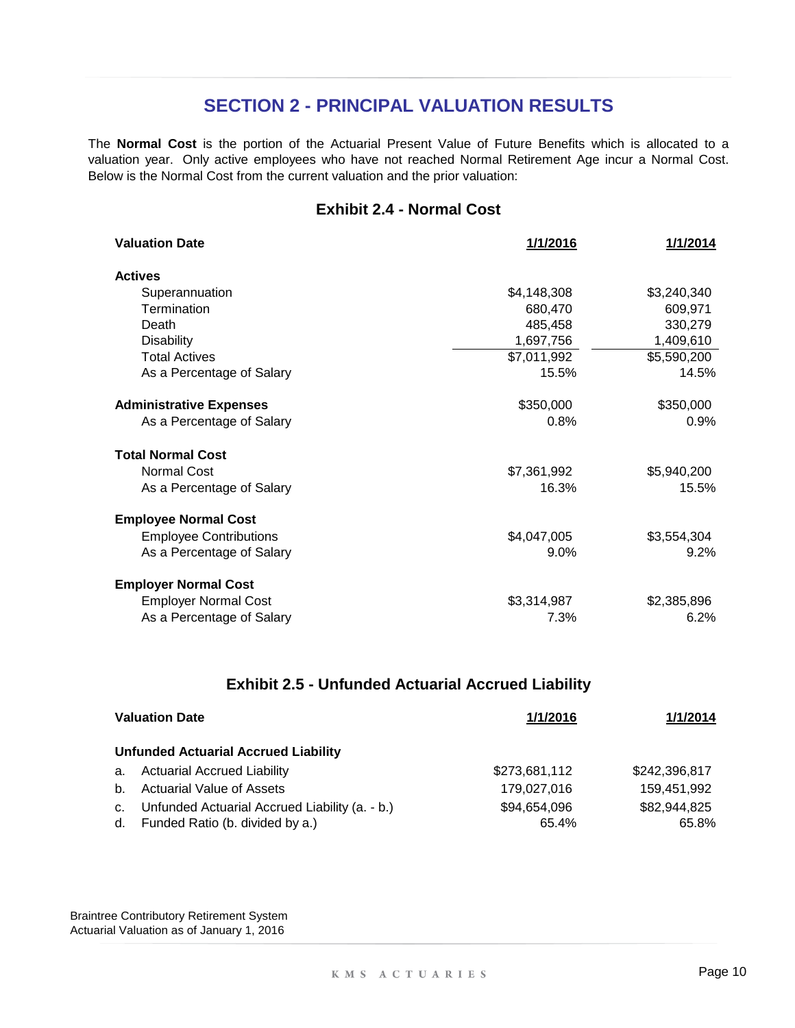## SECTION 2 - PRINCIPAL VALUATION RESULTS

The **Normal Cost** is the portion of the Actuarial Present Value of Future Benefits which is allocated to a valuation year. Only active employees who have not reached Normal Retirement Age incur a Normal Cost. Below is the Normal Cost from the current valuation and the prior valuation:

### Exhibit 2.4 - Normal Cost

| Valuation Date | 1/1/2016 | 1/1/2014 |
|---|---|---|
| **Actives** | | |
| Superannuation | $4,148,308 | $3,240,340 |
| Termination | 680,470 | 609,971 |
| Death | 485,458 | 330,279 |
| Disability | 1,697,756 | 1,409,610 |
| Total Actives | $7,011,992 | $5,590,200 |
| As a Percentage of Salary | 15.5% | 14.5% |
| **Administrative Expenses** | $350,000 | $350,000 |
| As a Percentage of Salary | 0.8% | 0.9% |
| **Total Normal Cost** | | |
| Normal Cost | $7,361,992 | $5,940,200 |
| As a Percentage of Salary | 16.3% | 15.5% |
| **Employee Normal Cost** | | |
| Employee Contributions | $4,047,005 | $3,554,304 |
| As a Percentage of Salary | 9.0% | 9.2% |
| **Employer Normal Cost** | | |
| Employer Normal Cost | $3,314,987 | $2,385,896 |
| As a Percentage of Salary | 7.3% | 6.2% |

### Exhibit 2.5 - Unfunded Actuarial Accrued Liability

| Valuation Date | 1/1/2016 | 1/1/2014 |
|---|---|---|
| **Unfunded Actuarial Accrued Liability** | | |
| a. Actuarial Accrued Liability | $273,681,112 | $242,396,817 |
| b. Actuarial Value of Assets | 179,027,016 | 159,451,992 |
| c. Unfunded Actuarial Accrued Liability (a. - b.) | $94,654,096 | $82,944,825 |
| d. Funded Ratio (b. divided by a.) | 65.4% | 65.8% |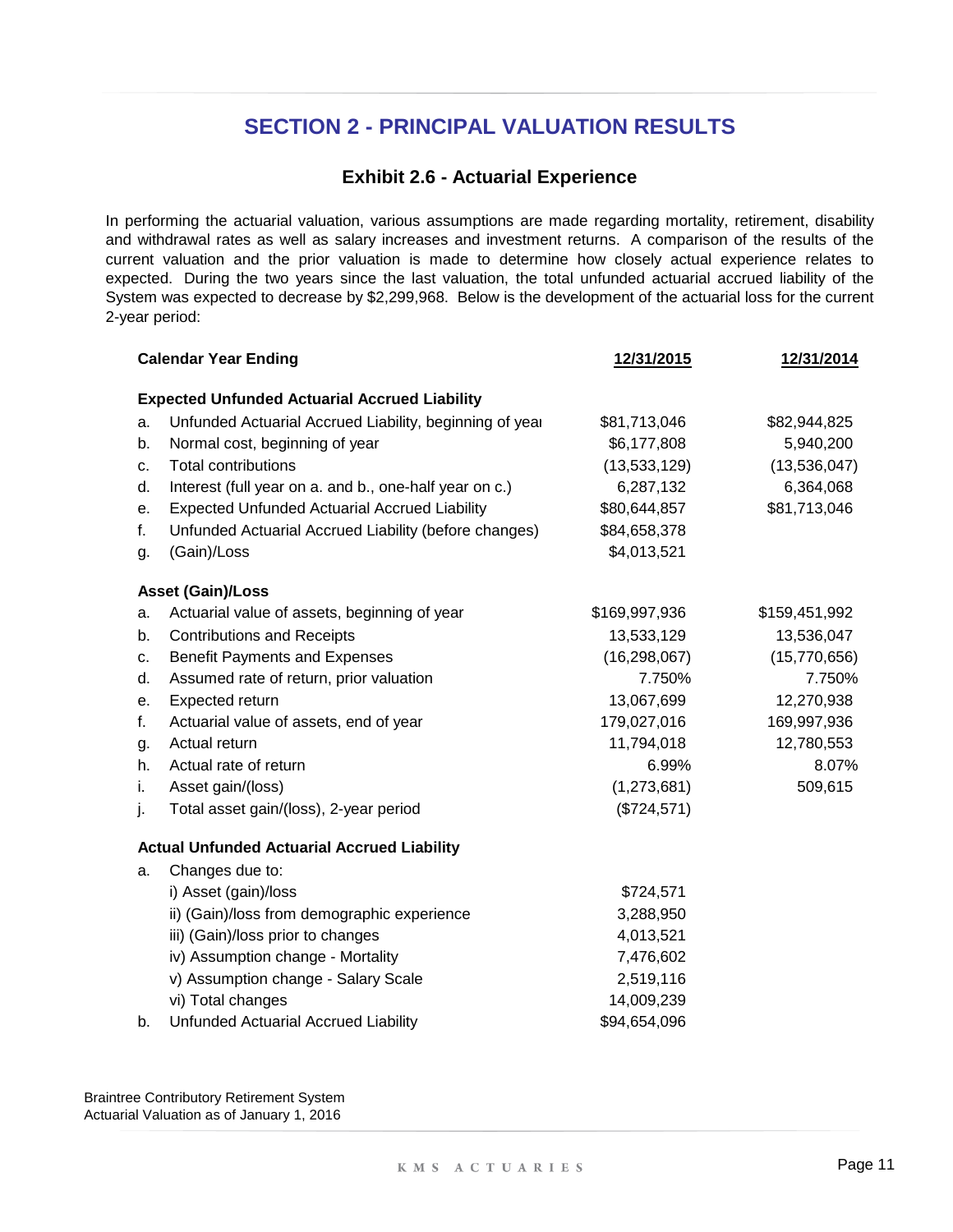# SECTION 2 - PRINCIPAL VALUATION RESULTS

## Exhibit 2.6 - Actuarial Experience

In performing the actuarial valuation, various assumptions are made regarding mortality, retirement, disability and withdrawal rates as well as salary increases and investment returns. A comparison of the results of the current valuation and the prior valuation is made to determine how closely actual experience relates to expected. During the two years since the last valuation, the total unfunded actuarial accrued liability of the System was expected to decrease by $2,299,968. Below is the development of the actuarial loss for the current 2-year period:

| | **Calendar Year Ending** | **12/31/2015** | **12/31/2014** |
|---|---|---|---|
| | **Expected Unfunded Actuarial Accrued Liability** | | |
| a. | Unfunded Actuarial Accrued Liability, beginning of year | $81,713,046 | $82,944,825 |
| b. | Normal cost, beginning of year | $6,177,808 | 5,940,200 |
| c. | Total contributions | (13,533,129) | (13,536,047) |
| d. | Interest (full year on a. and b., one-half year on c.) | 6,287,132 | 6,364,068 |
| e. | Expected Unfunded Actuarial Accrued Liability | $80,644,857 | $81,713,046 |
| f. | Unfunded Actuarial Accrued Liability (before changes) | $84,658,378 | |
| g. | (Gain)/Loss | $4,013,521 | |
| | **Asset (Gain)/Loss** | | |
| a. | Actuarial value of assets, beginning of year | $169,997,936 | $159,451,992 |
| b. | Contributions and Receipts | 13,533,129 | 13,536,047 |
| c. | Benefit Payments and Expenses | (16,298,067) | (15,770,656) |
| d. | Assumed rate of return, prior valuation | 7.750% | 7.750% |
| e. | Expected return | 13,067,699 | 12,270,938 |
| f. | Actuarial value of assets, end of year | 179,027,016 | 169,997,936 |
| g. | Actual return | 11,794,018 | 12,780,553 |
| h. | Actual rate of return | 6.99% | 8.07% |
| i. | Asset gain/(loss) | (1,273,681) | 509,615 |
| j. | Total asset gain/(loss), 2-year period | ($724,571) | |
| | **Actual Unfunded Actuarial Accrued Liability** | | |
| a. | Changes due to: | | |
| | i) Asset (gain)/loss | $724,571 | |
| | ii) (Gain)/loss from demographic experience | 3,288,950 | |
| | iii) (Gain)/loss prior to changes | 4,013,521 | |
| | iv) Assumption change - Mortality | 7,476,602 | |
| | v) Assumption change - Salary Scale | 2,519,116 | |
| | vi) Total changes | 14,009,239 | |
| b. | Unfunded Actuarial Accrued Liability | $94,654,096 | |

Braintree Contributory Retirement System
Actuarial Valuation as of January 1, 2016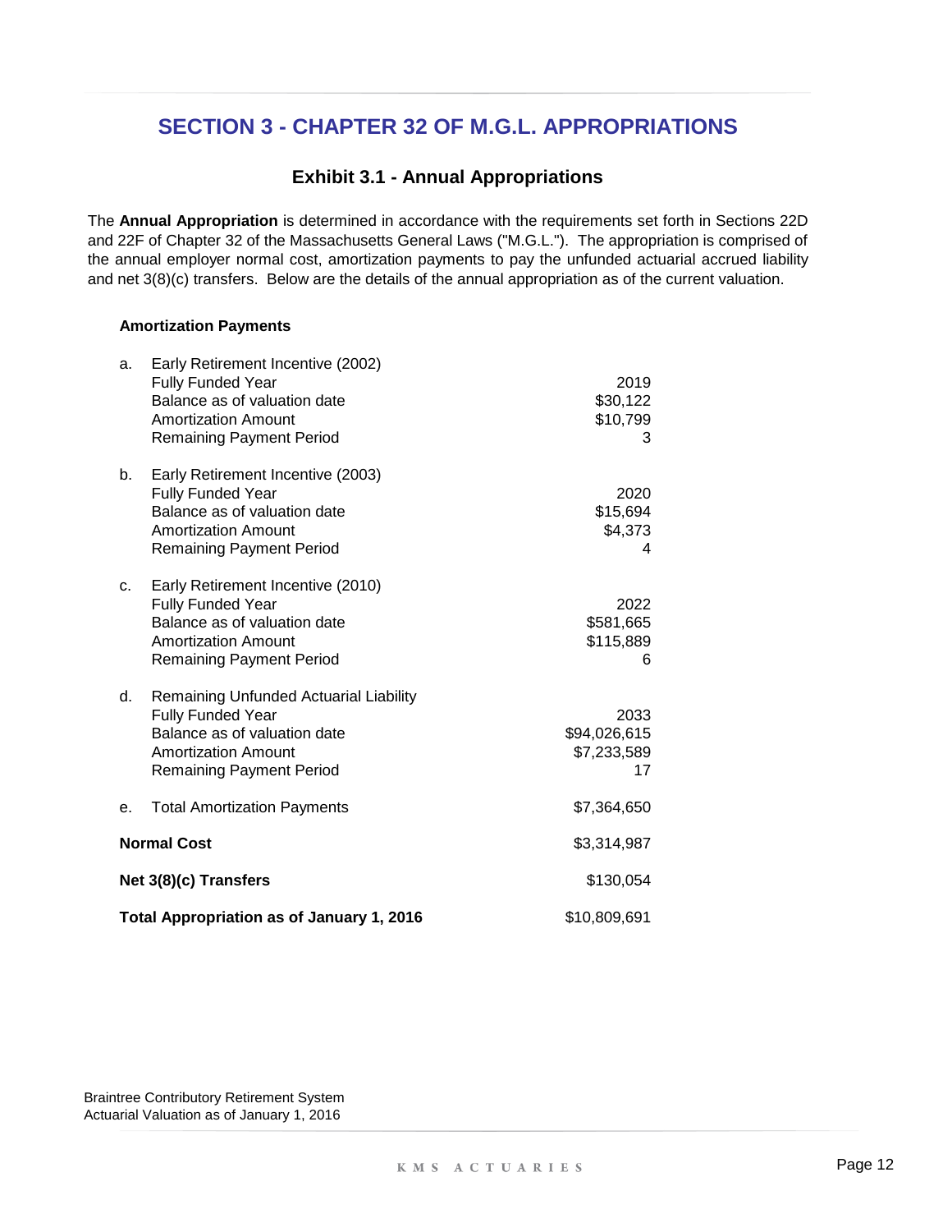## SECTION 3 - CHAPTER 32 OF M.G.L. APPROPRIATIONS

### Exhibit 3.1 - Annual Appropriations

The **Annual Appropriation** is determined in accordance with the requirements set forth in Sections 22D and 22F of Chapter 32 of the Massachusetts General Laws ("M.G.L."). The appropriation is comprised of the annual employer normal cost, amortization payments to pay the unfunded actuarial accrued liability and net 3(8)(c) transfers. Below are the details of the annual appropriation as of the current valuation.

**Amortization Payments**

| | | |
|---|---|---|
| a. | Early Retirement Incentive (2002) | |
| | Fully Funded Year | 2019 |
| | Balance as of valuation date | $30,122 |
| | Amortization Amount | $10,799 |
| | Remaining Payment Period | 3 |
| b. | Early Retirement Incentive (2003) | |
| | Fully Funded Year | 2020 |
| | Balance as of valuation date | $15,694 |
| | Amortization Amount | $4,373 |
| | Remaining Payment Period | 4 |
| c. | Early Retirement Incentive (2010) | |
| | Fully Funded Year | 2022 |
| | Balance as of valuation date | $581,665 |
| | Amortization Amount | $115,889 |
| | Remaining Payment Period | 6 |
| d. | Remaining Unfunded Actuarial Liability | |
| | Fully Funded Year | 2033 |
| | Balance as of valuation date | $94,026,615 |
| | Amortization Amount | $7,233,589 |
| | Remaining Payment Period | 17 |
| e. | Total Amortization Payments | $7,364,650 |
| **Normal Cost** | | $3,314,987 |
| **Net 3(8)(c) Transfers** | | $130,054 |
| **Total Appropriation as of January 1, 2016** | | $10,809,691 |

Braintree Contributory Retirement System
Actuarial Valuation as of January 1, 2016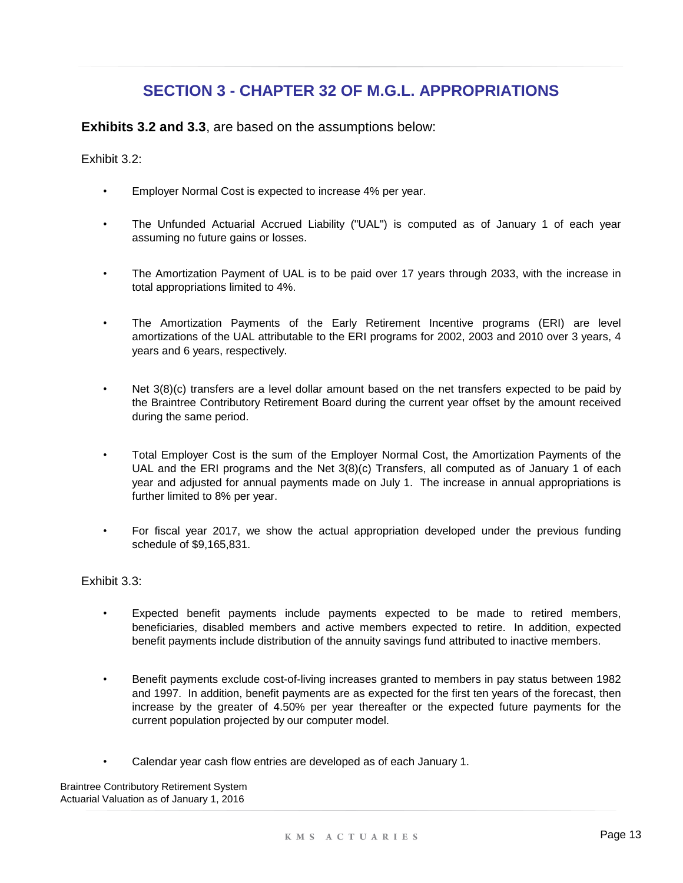# SECTION 3 - CHAPTER 32 OF M.G.L. APPROPRIATIONS

**Exhibits 3.2 and 3.3**, are based on the assumptions below:

Exhibit 3.2:

- Employer Normal Cost is expected to increase 4% per year.
- The Unfunded Actuarial Accrued Liability ("UAL") is computed as of January 1 of each year assuming no future gains or losses.
- The Amortization Payment of UAL is to be paid over 17 years through 2033, with the increase in total appropriations limited to 4%.
- The Amortization Payments of the Early Retirement Incentive programs (ERI) are level amortizations of the UAL attributable to the ERI programs for 2002, 2003 and 2010 over 3 years, 4 years and 6 years, respectively.
- Net 3(8)(c) transfers are a level dollar amount based on the net transfers expected to be paid by the Braintree Contributory Retirement Board during the current year offset by the amount received during the same period.
- Total Employer Cost is the sum of the Employer Normal Cost, the Amortization Payments of the UAL and the ERI programs and the Net 3(8)(c) Transfers, all computed as of January 1 of each year and adjusted for annual payments made on July 1. The increase in annual appropriations is further limited to 8% per year.
- For fiscal year 2017, we show the actual appropriation developed under the previous funding schedule of $9,165,831.

Exhibit 3.3:

- Expected benefit payments include payments expected to be made to retired members, beneficiaries, disabled members and active members expected to retire. In addition, expected benefit payments include distribution of the annuity savings fund attributed to inactive members.
- Benefit payments exclude cost-of-living increases granted to members in pay status between 1982 and 1997. In addition, benefit payments are as expected for the first ten years of the forecast, then increase by the greater of 4.50% per year thereafter or the expected future payments for the current population projected by our computer model.
- Calendar year cash flow entries are developed as of each January 1.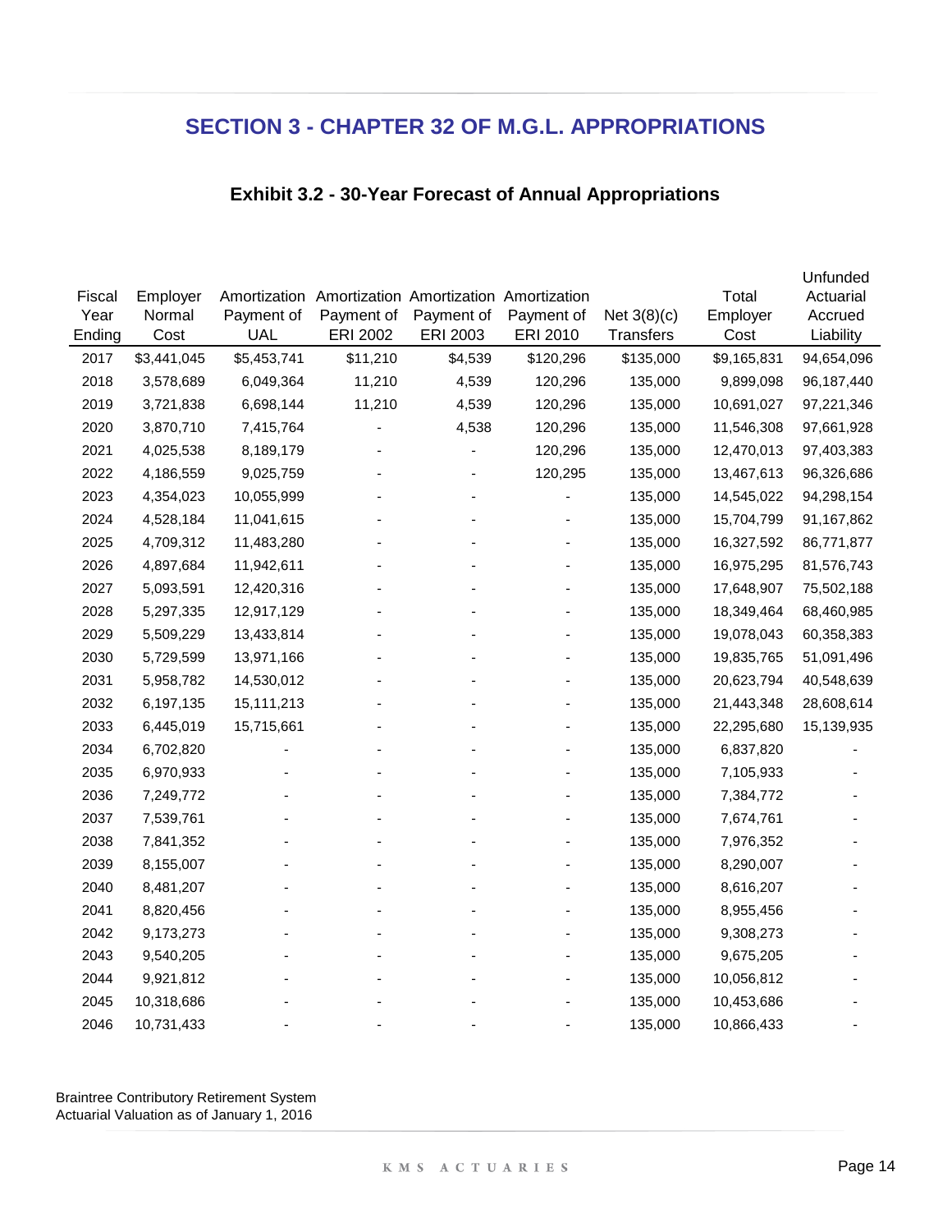# SECTION 3 - CHAPTER 32 OF M.G.L. APPROPRIATIONS

## Exhibit 3.2 - 30-Year Forecast of Annual Appropriations

| Fiscal Year Ending | Employer Normal Cost | Amortization Payment of UAL | Amortization Payment of ERI 2002 | Amortization Payment of ERI 2003 | Amortization Payment of ERI 2010 | Net 3(8)(c) Transfers | Total Employer Cost | Unfunded Actuarial Accrued Liability |
|---|---|---|---|---|---|---|---|---|
| 2017 | $3,441,045 | $5,453,741 | $11,210 | $4,539 | $120,296 | $135,000 | $9,165,831 | 94,654,096 |
| 2018 | 3,578,689 | 6,049,364 | 11,210 | 4,539 | 120,296 | 135,000 | 9,899,098 | 96,187,440 |
| 2019 | 3,721,838 | 6,698,144 | 11,210 | 4,539 | 120,296 | 135,000 | 10,691,027 | 97,221,346 |
| 2020 | 3,870,710 | 7,415,764 | - | 4,538 | 120,296 | 135,000 | 11,546,308 | 97,661,928 |
| 2021 | 4,025,538 | 8,189,179 | - | - | 120,296 | 135,000 | 12,470,013 | 97,403,383 |
| 2022 | 4,186,559 | 9,025,759 | - | - | 120,295 | 135,000 | 13,467,613 | 96,326,686 |
| 2023 | 4,354,023 | 10,055,999 | - | - | - | 135,000 | 14,545,022 | 94,298,154 |
| 2024 | 4,528,184 | 11,041,615 | - | - | - | 135,000 | 15,704,799 | 91,167,862 |
| 2025 | 4,709,312 | 11,483,280 | - | - | - | 135,000 | 16,327,592 | 86,771,877 |
| 2026 | 4,897,684 | 11,942,611 | - | - | - | 135,000 | 16,975,295 | 81,576,743 |
| 2027 | 5,093,591 | 12,420,316 | - | - | - | 135,000 | 17,648,907 | 75,502,188 |
| 2028 | 5,297,335 | 12,917,129 | - | - | - | 135,000 | 18,349,464 | 68,460,985 |
| 2029 | 5,509,229 | 13,433,814 | - | - | - | 135,000 | 19,078,043 | 60,358,383 |
| 2030 | 5,729,599 | 13,971,166 | - | - | - | 135,000 | 19,835,765 | 51,091,496 |
| 2031 | 5,958,782 | 14,530,012 | - | - | - | 135,000 | 20,623,794 | 40,548,639 |
| 2032 | 6,197,135 | 15,111,213 | - | - | - | 135,000 | 21,443,348 | 28,608,614 |
| 2033 | 6,445,019 | 15,715,661 | - | - | - | 135,000 | 22,295,680 | 15,139,935 |
| 2034 | 6,702,820 | - | - | - | - | 135,000 | 6,837,820 | - |
| 2035 | 6,970,933 | - | - | - | - | 135,000 | 7,105,933 | - |
| 2036 | 7,249,772 | - | - | - | - | 135,000 | 7,384,772 | - |
| 2037 | 7,539,761 | - | - | - | - | 135,000 | 7,674,761 | - |
| 2038 | 7,841,352 | - | - | - | - | 135,000 | 7,976,352 | - |
| 2039 | 8,155,007 | - | - | - | - | 135,000 | 8,290,007 | - |
| 2040 | 8,481,207 | - | - | - | - | 135,000 | 8,616,207 | - |
| 2041 | 8,820,456 | - | - | - | - | 135,000 | 8,955,456 | - |
| 2042 | 9,173,273 | - | - | - | - | 135,000 | 9,308,273 | - |
| 2043 | 9,540,205 | - | - | - | - | 135,000 | 9,675,205 | - |
| 2044 | 9,921,812 | - | - | - | - | 135,000 | 10,056,812 | - |
| 2045 | 10,318,686 | - | - | - | - | 135,000 | 10,453,686 | - |
| 2046 | 10,731,433 | - | - | - | - | 135,000 | 10,866,433 | - |

Braintree Contributory Retirement System
Actuarial Valuation as of January 1, 2016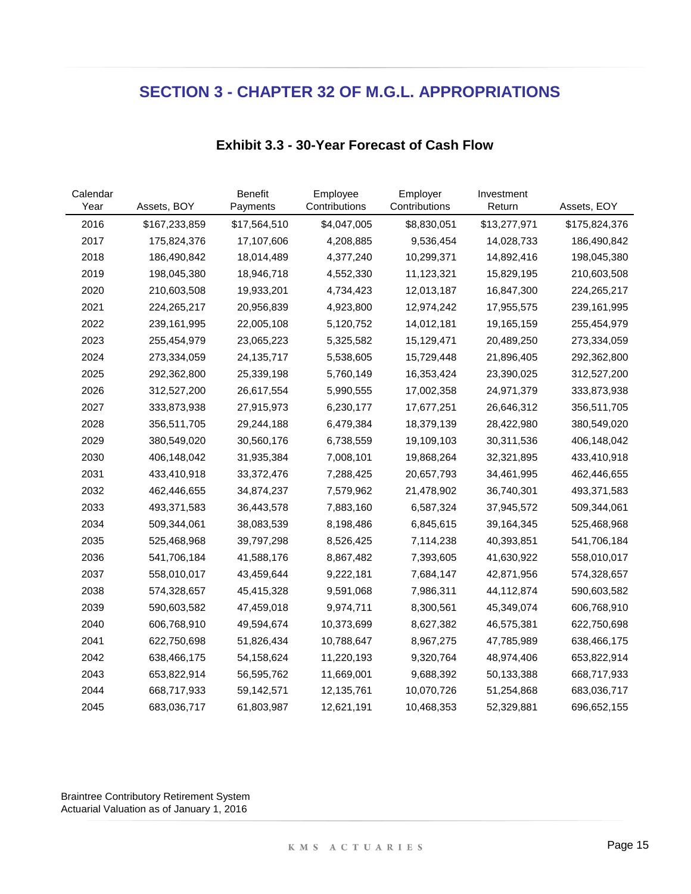## SECTION 3 - CHAPTER 32 OF M.G.L. APPROPRIATIONS

### Exhibit 3.3 - 30-Year Forecast of Cash Flow

| Calendar Year | Assets, BOY | Benefit Payments | Employee Contributions | Employer Contributions | Investment Return | Assets, EOY |
|---|---|---|---|---|---|---|
| 2016 | $167,233,859 | $17,564,510 | $4,047,005 | $8,830,051 | $13,277,971 | $175,824,376 |
| 2017 | 175,824,376 | 17,107,606 | 4,208,885 | 9,536,454 | 14,028,733 | 186,490,842 |
| 2018 | 186,490,842 | 18,014,489 | 4,377,240 | 10,299,371 | 14,892,416 | 198,045,380 |
| 2019 | 198,045,380 | 18,946,718 | 4,552,330 | 11,123,321 | 15,829,195 | 210,603,508 |
| 2020 | 210,603,508 | 19,933,201 | 4,734,423 | 12,013,187 | 16,847,300 | 224,265,217 |
| 2021 | 224,265,217 | 20,956,839 | 4,923,800 | 12,974,242 | 17,955,575 | 239,161,995 |
| 2022 | 239,161,995 | 22,005,108 | 5,120,752 | 14,012,181 | 19,165,159 | 255,454,979 |
| 2023 | 255,454,979 | 23,065,223 | 5,325,582 | 15,129,471 | 20,489,250 | 273,334,059 |
| 2024 | 273,334,059 | 24,135,717 | 5,538,605 | 15,729,448 | 21,896,405 | 292,362,800 |
| 2025 | 292,362,800 | 25,339,198 | 5,760,149 | 16,353,424 | 23,390,025 | 312,527,200 |
| 2026 | 312,527,200 | 26,617,554 | 5,990,555 | 17,002,358 | 24,971,379 | 333,873,938 |
| 2027 | 333,873,938 | 27,915,973 | 6,230,177 | 17,677,251 | 26,646,312 | 356,511,705 |
| 2028 | 356,511,705 | 29,244,188 | 6,479,384 | 18,379,139 | 28,422,980 | 380,549,020 |
| 2029 | 380,549,020 | 30,560,176 | 6,738,559 | 19,109,103 | 30,311,536 | 406,148,042 |
| 2030 | 406,148,042 | 31,935,384 | 7,008,101 | 19,868,264 | 32,321,895 | 433,410,918 |
| 2031 | 433,410,918 | 33,372,476 | 7,288,425 | 20,657,793 | 34,461,995 | 462,446,655 |
| 2032 | 462,446,655 | 34,874,237 | 7,579,962 | 21,478,902 | 36,740,301 | 493,371,583 |
| 2033 | 493,371,583 | 36,443,578 | 7,883,160 | 6,587,324 | 37,945,572 | 509,344,061 |
| 2034 | 509,344,061 | 38,083,539 | 8,198,486 | 6,845,615 | 39,164,345 | 525,468,968 |
| 2035 | 525,468,968 | 39,797,298 | 8,526,425 | 7,114,238 | 40,393,851 | 541,706,184 |
| 2036 | 541,706,184 | 41,588,176 | 8,867,482 | 7,393,605 | 41,630,922 | 558,010,017 |
| 2037 | 558,010,017 | 43,459,644 | 9,222,181 | 7,684,147 | 42,871,956 | 574,328,657 |
| 2038 | 574,328,657 | 45,415,328 | 9,591,068 | 7,986,311 | 44,112,874 | 590,603,582 |
| 2039 | 590,603,582 | 47,459,018 | 9,974,711 | 8,300,561 | 45,349,074 | 606,768,910 |
| 2040 | 606,768,910 | 49,594,674 | 10,373,699 | 8,627,382 | 46,575,381 | 622,750,698 |
| 2041 | 622,750,698 | 51,826,434 | 10,788,647 | 8,967,275 | 47,785,989 | 638,466,175 |
| 2042 | 638,466,175 | 54,158,624 | 11,220,193 | 9,320,764 | 48,974,406 | 653,822,914 |
| 2043 | 653,822,914 | 56,595,762 | 11,669,001 | 9,688,392 | 50,133,388 | 668,717,933 |
| 2044 | 668,717,933 | 59,142,571 | 12,135,761 | 10,070,726 | 51,254,868 | 683,036,717 |
| 2045 | 683,036,717 | 61,803,987 | 12,621,191 | 10,468,353 | 52,329,881 | 696,652,155 |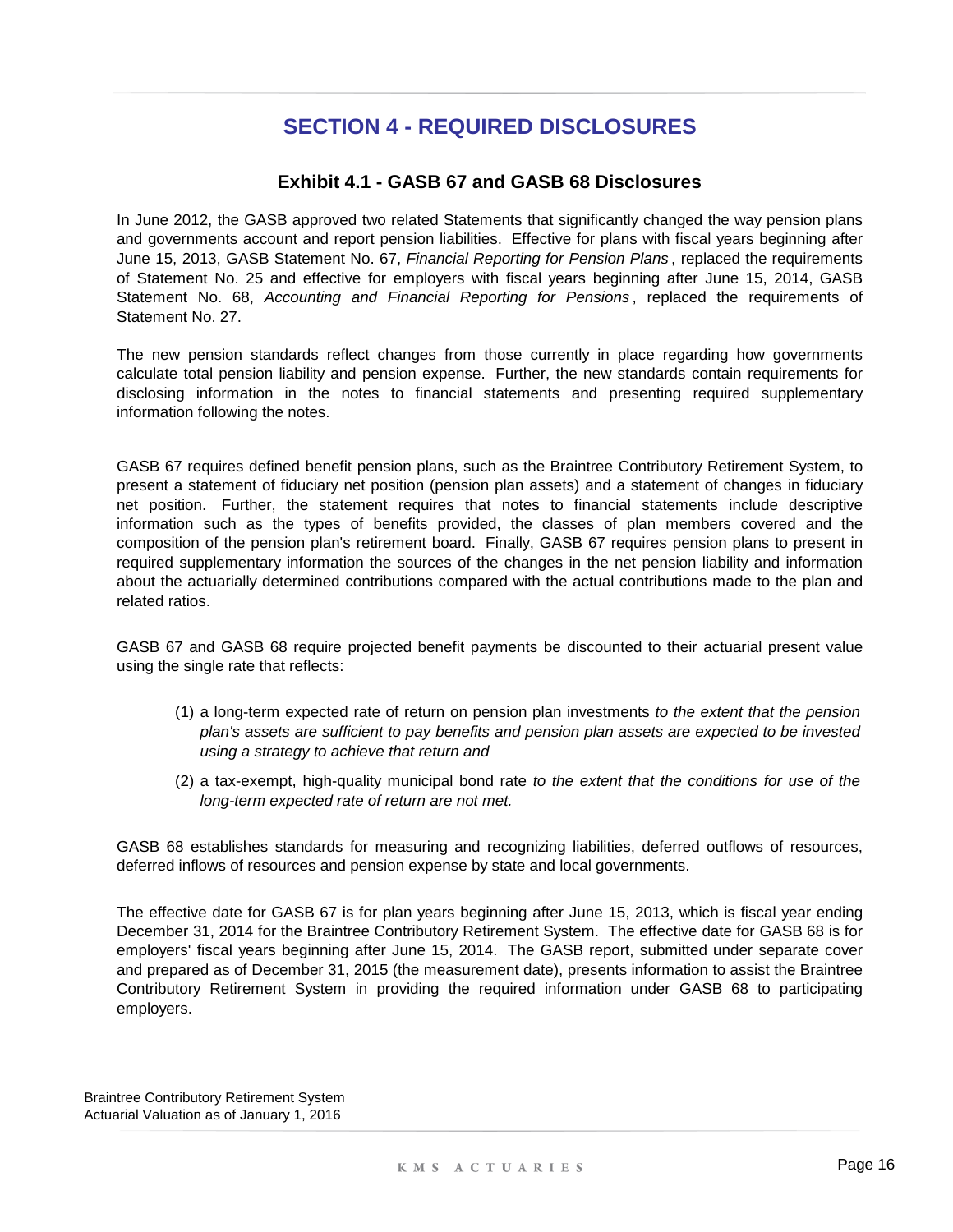# SECTION 4 - REQUIRED DISCLOSURES

## Exhibit 4.1 - GASB 67 and GASB 68 Disclosures

In June 2012, the GASB approved two related Statements that significantly changed the way pension plans and governments account and report pension liabilities. Effective for plans with fiscal years beginning after June 15, 2013, GASB Statement No. 67, *Financial Reporting for Pension Plans*, replaced the requirements of Statement No. 25 and effective for employers with fiscal years beginning after June 15, 2014, GASB Statement No. 68, *Accounting and Financial Reporting for Pensions*, replaced the requirements of Statement No. 27.

The new pension standards reflect changes from those currently in place regarding how governments calculate total pension liability and pension expense. Further, the new standards contain requirements for disclosing information in the notes to financial statements and presenting required supplementary information following the notes.

GASB 67 requires defined benefit pension plans, such as the Braintree Contributory Retirement System, to present a statement of fiduciary net position (pension plan assets) and a statement of changes in fiduciary net position. Further, the statement requires that notes to financial statements include descriptive information such as the types of benefits provided, the classes of plan members covered and the composition of the pension plan's retirement board. Finally, GASB 67 requires pension plans to present in required supplementary information the sources of the changes in the net pension liability and information about the actuarially determined contributions compared with the actual contributions made to the plan and related ratios.

GASB 67 and GASB 68 require projected benefit payments be discounted to their actuarial present value using the single rate that reflects:

(1) a long-term expected rate of return on pension plan investments *to the extent that the pension plan's assets are sufficient to pay benefits and pension plan assets are expected to be invested using a strategy to achieve that return and*

(2) a tax-exempt, high-quality municipal bond rate *to the extent that the conditions for use of the long-term expected rate of return are not met.*

GASB 68 establishes standards for measuring and recognizing liabilities, deferred outflows of resources, deferred inflows of resources and pension expense by state and local governments.

The effective date for GASB 67 is for plan years beginning after June 15, 2013, which is fiscal year ending December 31, 2014 for the Braintree Contributory Retirement System. The effective date for GASB 68 is for employers' fiscal years beginning after June 15, 2014. The GASB report, submitted under separate cover and prepared as of December 31, 2015 (the measurement date), presents information to assist the Braintree Contributory Retirement System in providing the required information under GASB 68 to participating employers.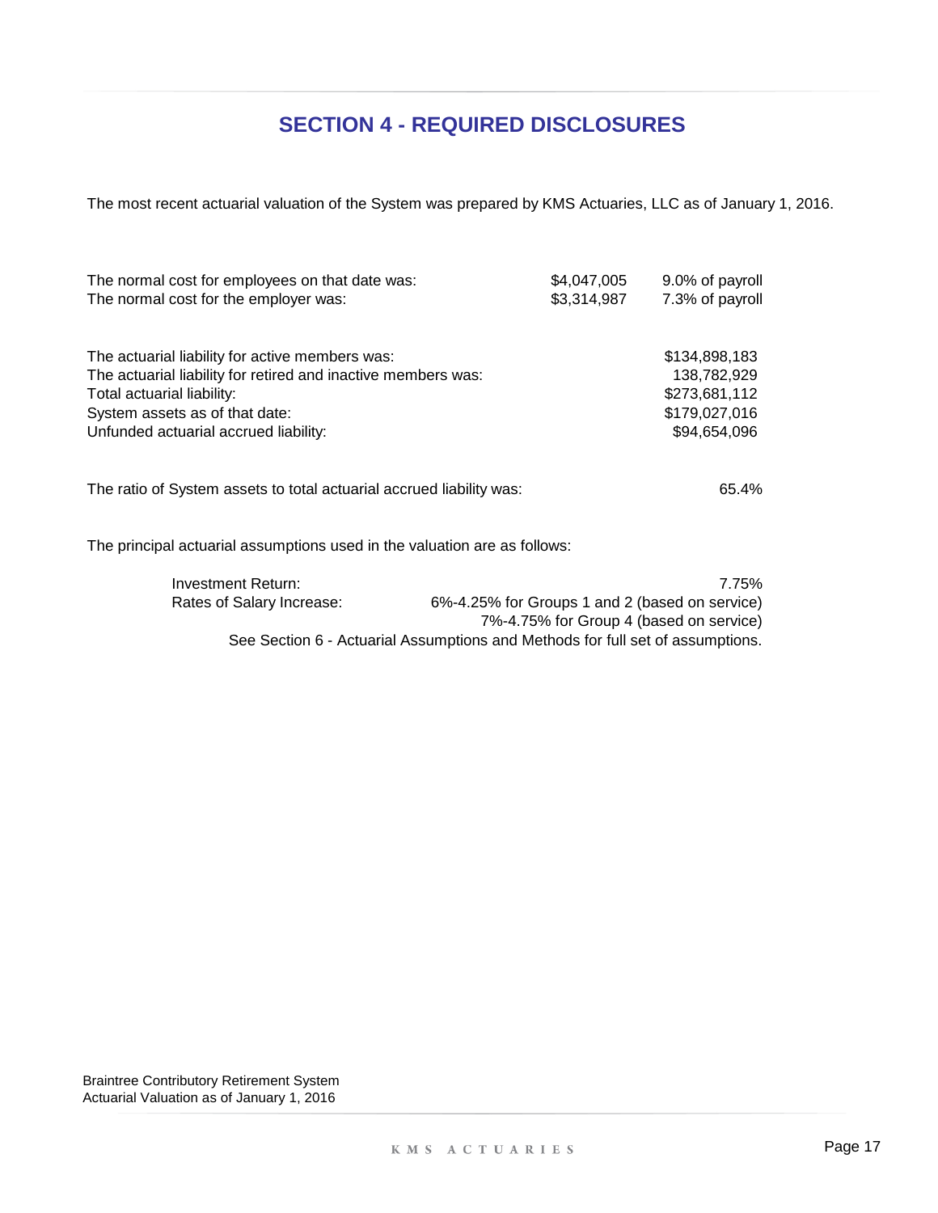# SECTION 4 - REQUIRED DISCLOSURES

The most recent actuarial valuation of the System was prepared by KMS Actuaries, LLC as of January 1, 2016.

| | | |
|---|---|---|
| The normal cost for employees on that date was: | $4,047,005 | 9.0% of payroll |
| The normal cost for the employer was: | $3,314,987 | 7.3% of payroll |

| | |
|---|---|
| The actuarial liability for active members was: | $134,898,183 |
| The actuarial liability for retired and inactive members was: | 138,782,929 |
| Total actuarial liability: | $273,681,112 |
| System assets as of that date: | $179,027,016 |
| Unfunded actuarial accrued liability: | $94,654,096 |

The ratio of System assets to total actuarial accrued liability was: 65.4%

The principal actuarial assumptions used in the valuation are as follows:

| | |
|---|---|
| Investment Return: | 7.75% |
| Rates of Salary Increase: | 6%-4.25% for Groups 1 and 2 (based on service) |
| | 7%-4.75% for Group 4 (based on service) |

See Section 6 - Actuarial Assumptions and Methods for full set of assumptions.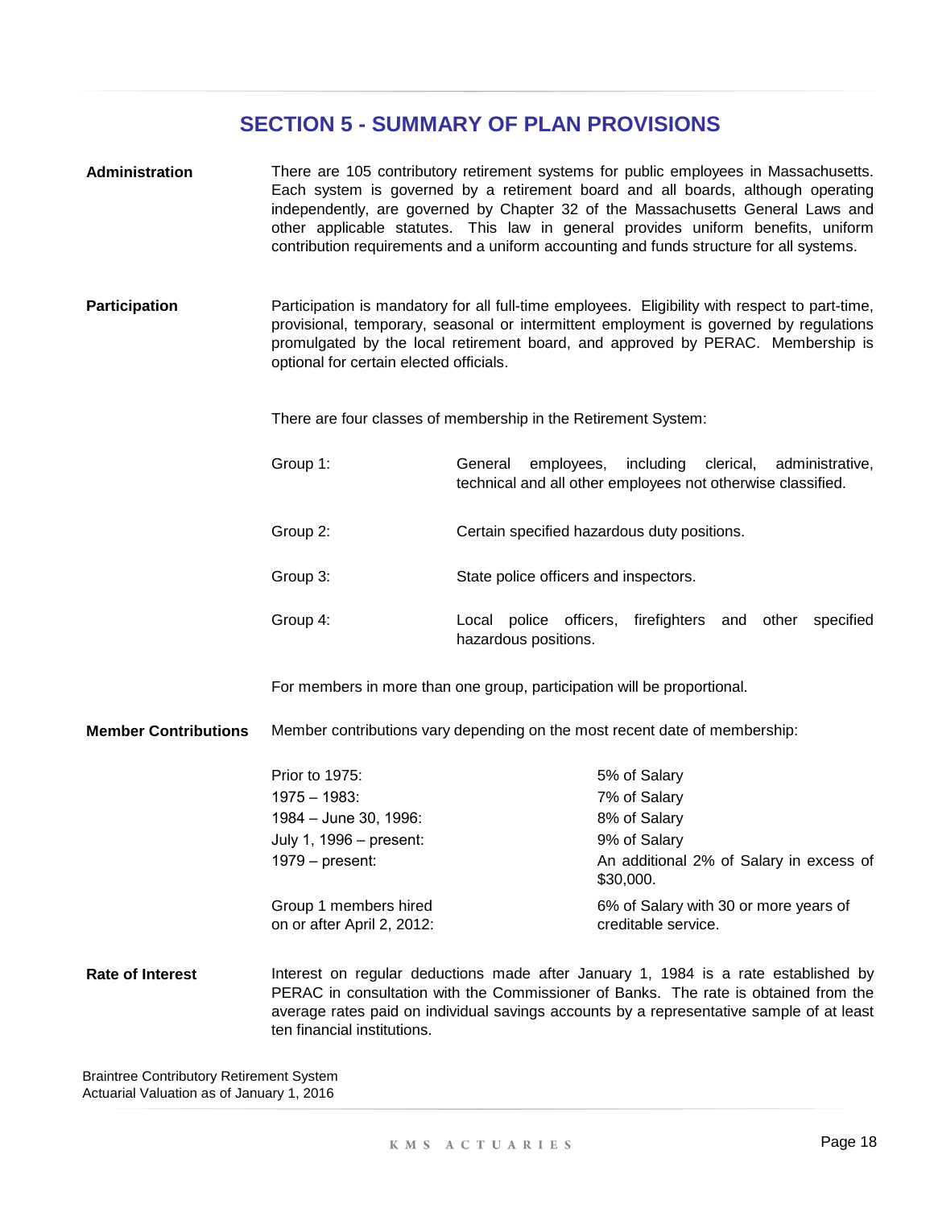## SECTION 5 - SUMMARY OF PLAN PROVISIONS

**Administration**

There are 105 contributory retirement systems for public employees in Massachusetts. Each system is governed by a retirement board and all boards, although operating independently, are governed by Chapter 32 of the Massachusetts General Laws and other applicable statutes. This law in general provides uniform benefits, uniform contribution requirements and a uniform accounting and funds structure for all systems.

**Participation**

Participation is mandatory for all full-time employees. Eligibility with respect to part-time, provisional, temporary, seasonal or intermittent employment is governed by regulations promulgated by the local retirement board, and approved by PERAC. Membership is optional for certain elected officials.

There are four classes of membership in the Retirement System:

| | |
|---|---|
| Group 1: | General employees, including clerical, administrative, technical and all other employees not otherwise classified. |
| Group 2: | Certain specified hazardous duty positions. |
| Group 3: | State police officers and inspectors. |
| Group 4: | Local police officers, firefighters and other specified hazardous positions. |

For members in more than one group, participation will be proportional.

**Member Contributions**

Member contributions vary depending on the most recent date of membership:

| | |
|---|---|
| Prior to 1975: | 5% of Salary |
| 1975 – 1983: | 7% of Salary |
| 1984 – June 30, 1996: | 8% of Salary |
| July 1, 1996 – present: | 9% of Salary |
| 1979 – present: | An additional 2% of Salary in excess of $30,000. |
| Group 1 members hired on or after April 2, 2012: | 6% of Salary with 30 or more years of creditable service. |

**Rate of Interest**

Interest on regular deductions made after January 1, 1984 is a rate established by PERAC in consultation with the Commissioner of Banks. The rate is obtained from the average rates paid on individual savings accounts by a representative sample of at least ten financial institutions.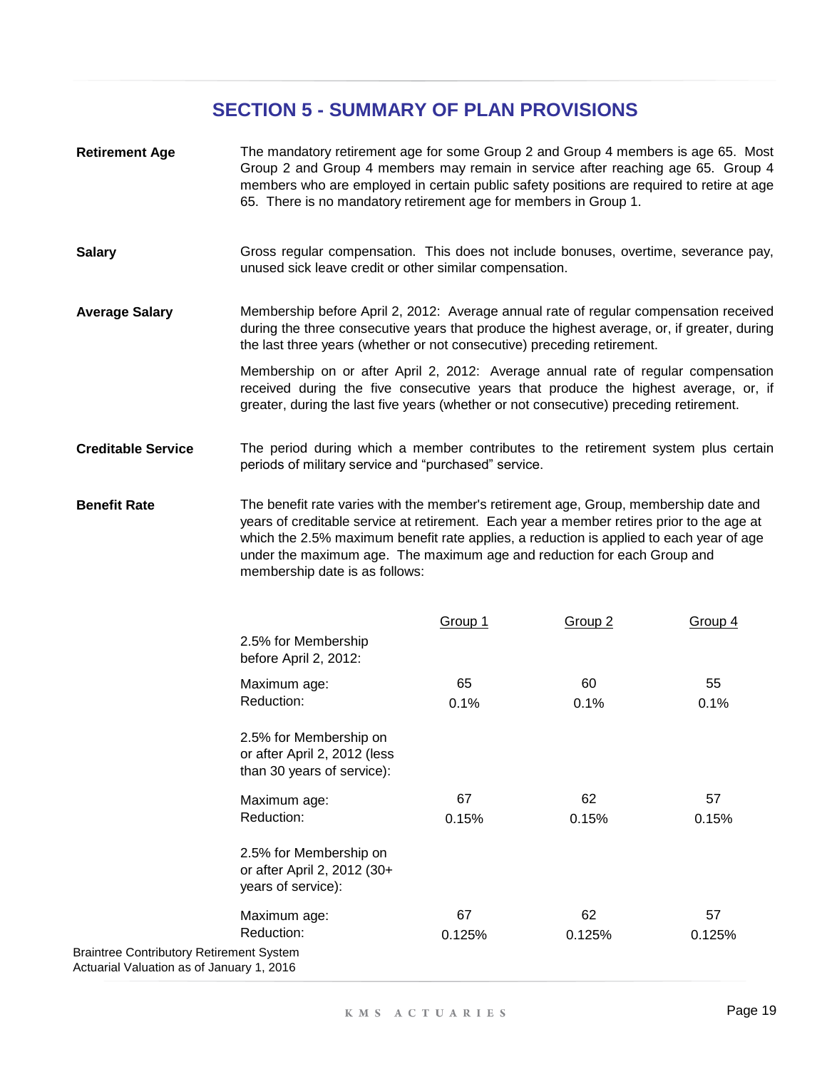## SECTION 5 - SUMMARY OF PLAN PROVISIONS

**Retirement Age**

The mandatory retirement age for some Group 2 and Group 4 members is age 65. Most Group 2 and Group 4 members may remain in service after reaching age 65. Group 4 members who are employed in certain public safety positions are required to retire at age 65. There is no mandatory retirement age for members in Group 1.

**Salary**

Gross regular compensation. This does not include bonuses, overtime, severance pay, unused sick leave credit or other similar compensation.

**Average Salary**

Membership before April 2, 2012: Average annual rate of regular compensation received during the three consecutive years that produce the highest average, or, if greater, during the last three years (whether or not consecutive) preceding retirement.

Membership on or after April 2, 2012: Average annual rate of regular compensation received during the five consecutive years that produce the highest average, or, if greater, during the last five years (whether or not consecutive) preceding retirement.

**Creditable Service**

The period during which a member contributes to the retirement system plus certain periods of military service and "purchased" service.

**Benefit Rate**

The benefit rate varies with the member's retirement age, Group, membership date and years of creditable service at retirement. Each year a member retires prior to the age at which the 2.5% maximum benefit rate applies, a reduction is applied to each year of age under the maximum age. The maximum age and reduction for each Group and membership date is as follows:

| | Group 1 | Group 2 | Group 4 |
|---|---|---|---|
| **2.5% for Membership before April 2, 2012:** | | | |
| Maximum age: | 65 | 60 | 55 |
| Reduction: | 0.1% | 0.1% | 0.1% |
| **2.5% for Membership on or after April 2, 2012 (less than 30 years of service):** | | | |
| Maximum age: | 67 | 62 | 57 |
| Reduction: | 0.15% | 0.15% | 0.15% |
| **2.5% for Membership on or after April 2, 2012 (30+ years of service):** | | | |
| Maximum age: | 67 | 62 | 57 |
| Reduction: | 0.125% | 0.125% | 0.125% |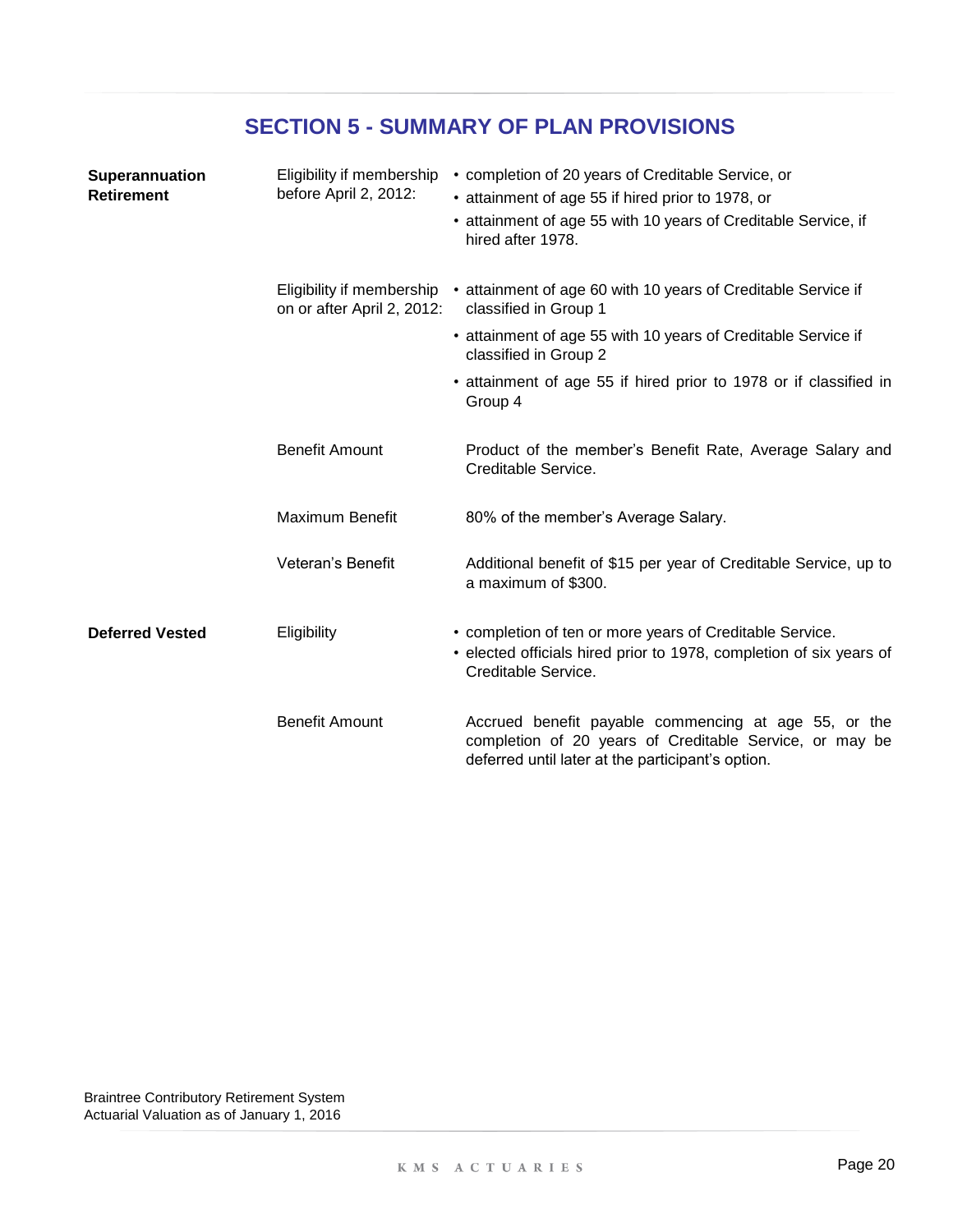# SECTION 5 - SUMMARY OF PLAN PROVISIONS

| | | |
|---|---|---|
| **Superannuation Retirement** | Eligibility if membership before April 2, 2012: | • completion of 20 years of Creditable Service, or<br>• attainment of age 55 if hired prior to 1978, or<br>• attainment of age 55 with 10 years of Creditable Service, if hired after 1978. |
| | Eligibility if membership on or after April 2, 2012: | • attainment of age 60 with 10 years of Creditable Service if classified in Group 1<br>• attainment of age 55 with 10 years of Creditable Service if classified in Group 2<br>• attainment of age 55 if hired prior to 1978 or if classified in Group 4 |
| | Benefit Amount | Product of the member's Benefit Rate, Average Salary and Creditable Service. |
| | Maximum Benefit | 80% of the member's Average Salary. |
| | Veteran's Benefit | Additional benefit of $15 per year of Creditable Service, up to a maximum of $300. |
| **Deferred Vested** | Eligibility | • completion of ten or more years of Creditable Service.<br>• elected officials hired prior to 1978, completion of six years of Creditable Service. |
| | Benefit Amount | Accrued benefit payable commencing at age 55, or the completion of 20 years of Creditable Service, or may be deferred until later at the participant's option. |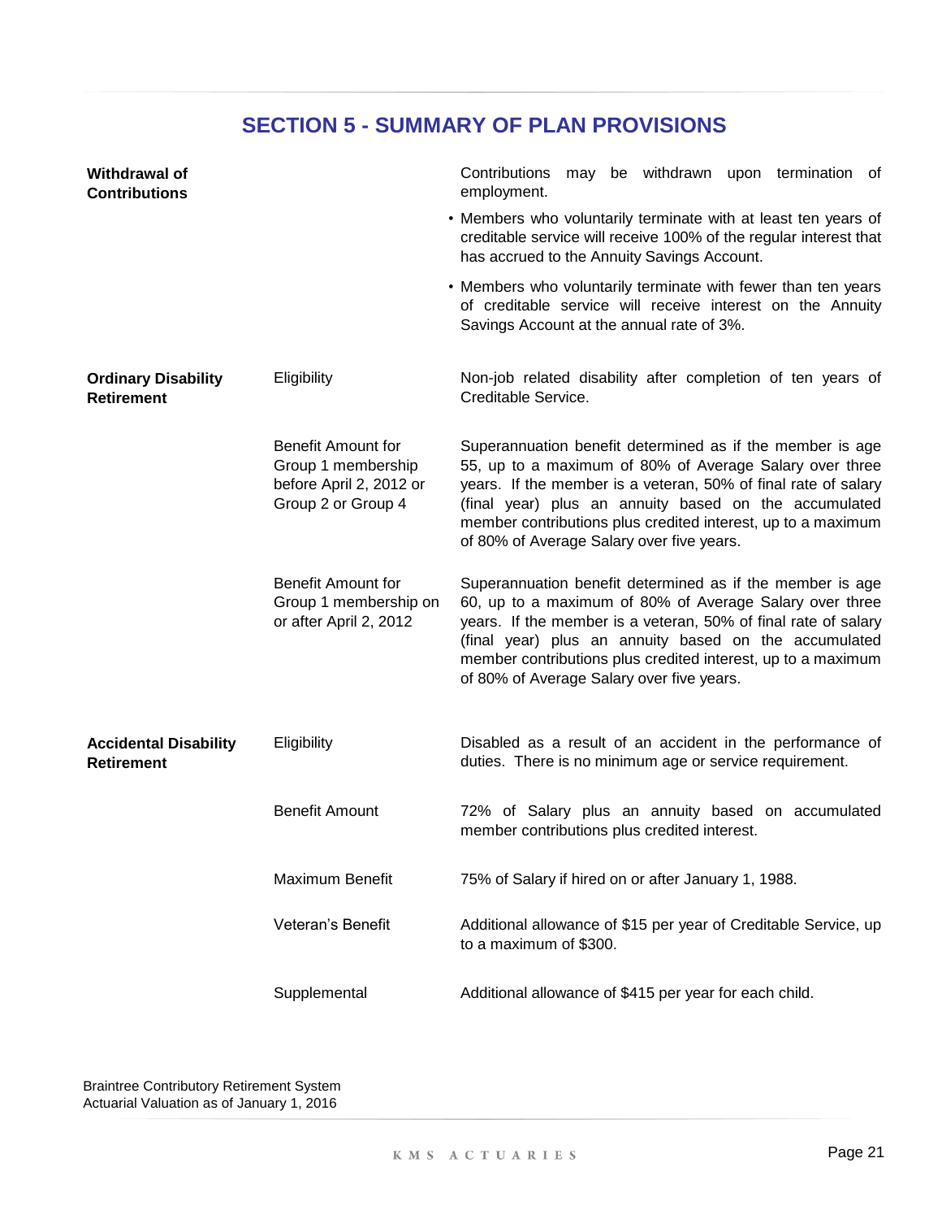## SECTION 5 - SUMMARY OF PLAN PROVISIONS

| | | |
|---|---|---|
| **Withdrawal of Contributions** | | Contributions may be withdrawn upon termination of employment.<br>• Members who voluntarily terminate with at least ten years of creditable service will receive 100% of the regular interest that has accrued to the Annuity Savings Account.<br>• Members who voluntarily terminate with fewer than ten years of creditable service will receive interest on the Annuity Savings Account at the annual rate of 3%. |
| **Ordinary Disability Retirement** | Eligibility | Non-job related disability after completion of ten years of Creditable Service. |
| | Benefit Amount for Group 1 membership before April 2, 2012 or Group 2 or Group 4 | Superannuation benefit determined as if the member is age 55, up to a maximum of 80% of Average Salary over three years. If the member is a veteran, 50% of final rate of salary (final year) plus an annuity based on the accumulated member contributions plus credited interest, up to a maximum of 80% of Average Salary over five years. |
| | Benefit Amount for Group 1 membership on or after April 2, 2012 | Superannuation benefit determined as if the member is age 60, up to a maximum of 80% of Average Salary over three years. If the member is a veteran, 50% of final rate of salary (final year) plus an annuity based on the accumulated member contributions plus credited interest, up to a maximum of 80% of Average Salary over five years. |
| **Accidental Disability Retirement** | Eligibility | Disabled as a result of an accident in the performance of duties. There is no minimum age or service requirement. |
| | Benefit Amount | 72% of Salary plus an annuity based on accumulated member contributions plus credited interest. |
| | Maximum Benefit | 75% of Salary if hired on or after January 1, 1988. |
| | Veteran's Benefit | Additional allowance of $15 per year of Creditable Service, up to a maximum of $300. |
| | Supplemental | Additional allowance of $415 per year for each child. |

Braintree Contributory Retirement System
Actuarial Valuation as of January 1, 2016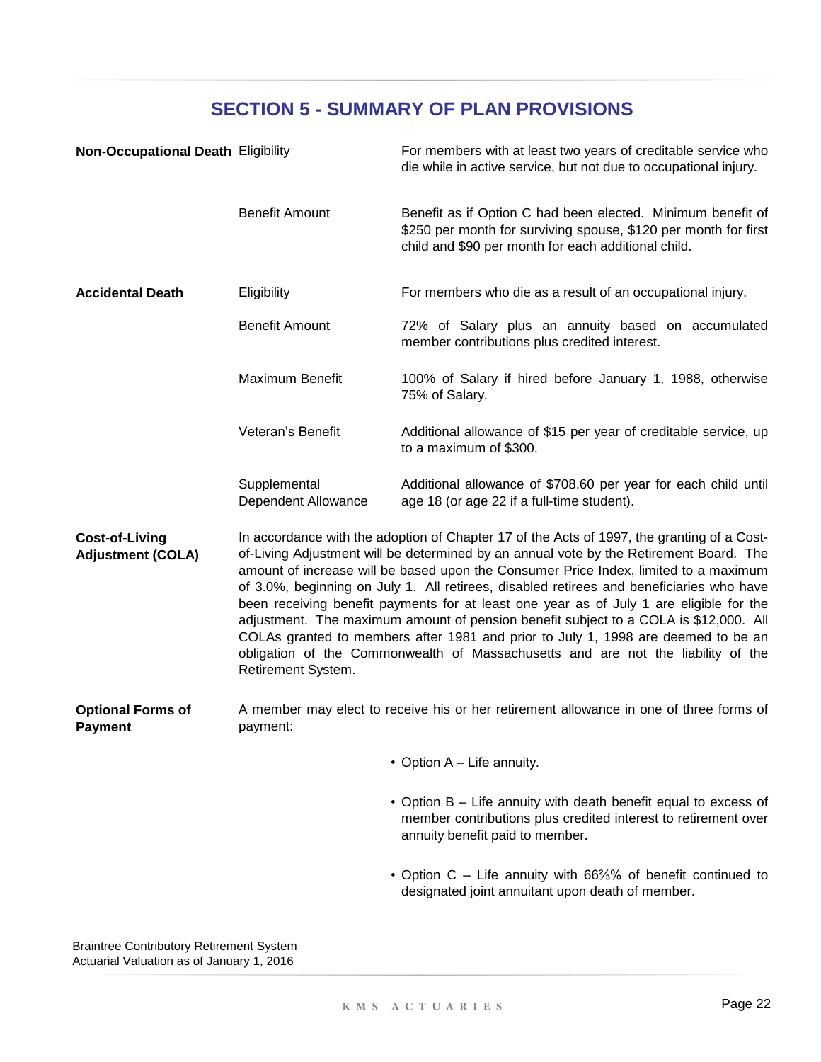## SECTION 5 - SUMMARY OF PLAN PROVISIONS

**Non-Occupational Death**

| | |
|---|---|
| Eligibility | For members with at least two years of creditable service who die while in active service, but not due to occupational injury. |
| Benefit Amount | Benefit as if Option C had been elected. Minimum benefit of $250 per month for surviving spouse, $120 per month for first child and $90 per month for each additional child. |

**Accidental Death**

| | |
|---|---|
| Eligibility | For members who die as a result of an occupational injury. |
| Benefit Amount | 72% of Salary plus an annuity based on accumulated member contributions plus credited interest. |
| Maximum Benefit | 100% of Salary if hired before January 1, 1988, otherwise 75% of Salary. |
| Veteran's Benefit | Additional allowance of $15 per year of creditable service, up to a maximum of $300. |
| Supplemental Dependent Allowance | Additional allowance of $708.60 per year for each child until age 18 (or age 22 if a full-time student). |

**Cost-of-Living Adjustment (COLA)**

In accordance with the adoption of Chapter 17 of the Acts of 1997, the granting of a Cost-of-Living Adjustment will be determined by an annual vote by the Retirement Board. The amount of increase will be based upon the Consumer Price Index, limited to a maximum of 3.0%, beginning on July 1. All retirees, disabled retirees and beneficiaries who have been receiving benefit payments for at least one year as of July 1 are eligible for the adjustment. The maximum amount of pension benefit subject to a COLA is $12,000. All COLAs granted to members after 1981 and prior to July 1, 1998 are deemed to be an obligation of the Commonwealth of Massachusetts and are not the liability of the Retirement System.

**Optional Forms of Payment**

A member may elect to receive his or her retirement allowance in one of three forms of payment:

- Option A – Life annuity.
- Option B – Life annuity with death benefit equal to excess of member contributions plus credited interest to retirement over annuity benefit paid to member.
- Option C – Life annuity with 66⅔% of benefit continued to designated joint annuitant upon death of member.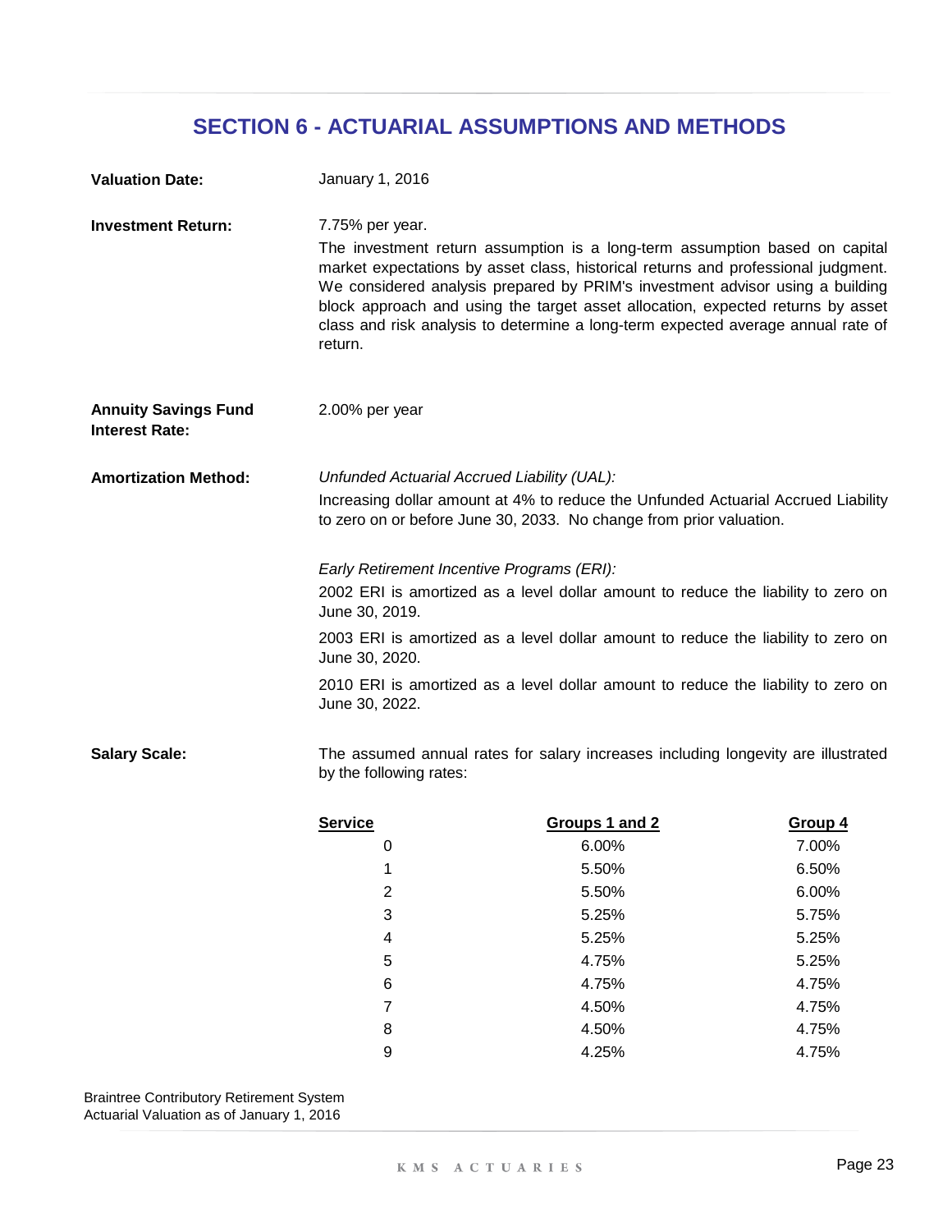## SECTION 6 - ACTUARIAL ASSUMPTIONS AND METHODS

**Valuation Date:** January 1, 2016

**Investment Return:** 7.75% per year.

The investment return assumption is a long-term assumption based on capital market expectations by asset class, historical returns and professional judgment. We considered analysis prepared by PRIM's investment advisor using a building block approach and using the target asset allocation, expected returns by asset class and risk analysis to determine a long-term expected average annual rate of return.

**Annuity Savings Fund Interest Rate:** 2.00% per year

**Amortization Method:**

*Unfunded Actuarial Accrued Liability (UAL):*

Increasing dollar amount at 4% to reduce the Unfunded Actuarial Accrued Liability to zero on or before June 30, 2033. No change from prior valuation.

*Early Retirement Incentive Programs (ERI):*

2002 ERI is amortized as a level dollar amount to reduce the liability to zero on June 30, 2019.

2003 ERI is amortized as a level dollar amount to reduce the liability to zero on June 30, 2020.

2010 ERI is amortized as a level dollar amount to reduce the liability to zero on June 30, 2022.

**Salary Scale:** The assumed annual rates for salary increases including longevity are illustrated by the following rates:

| Service | Groups 1 and 2 | Group 4 |
|---|---|---|
| 0 | 6.00% | 7.00% |
| 1 | 5.50% | 6.50% |
| 2 | 5.50% | 6.00% |
| 3 | 5.25% | 5.75% |
| 4 | 5.25% | 5.25% |
| 5 | 4.75% | 5.25% |
| 6 | 4.75% | 4.75% |
| 7 | 4.50% | 4.75% |
| 8 | 4.50% | 4.75% |
| 9 | 4.25% | 4.75% |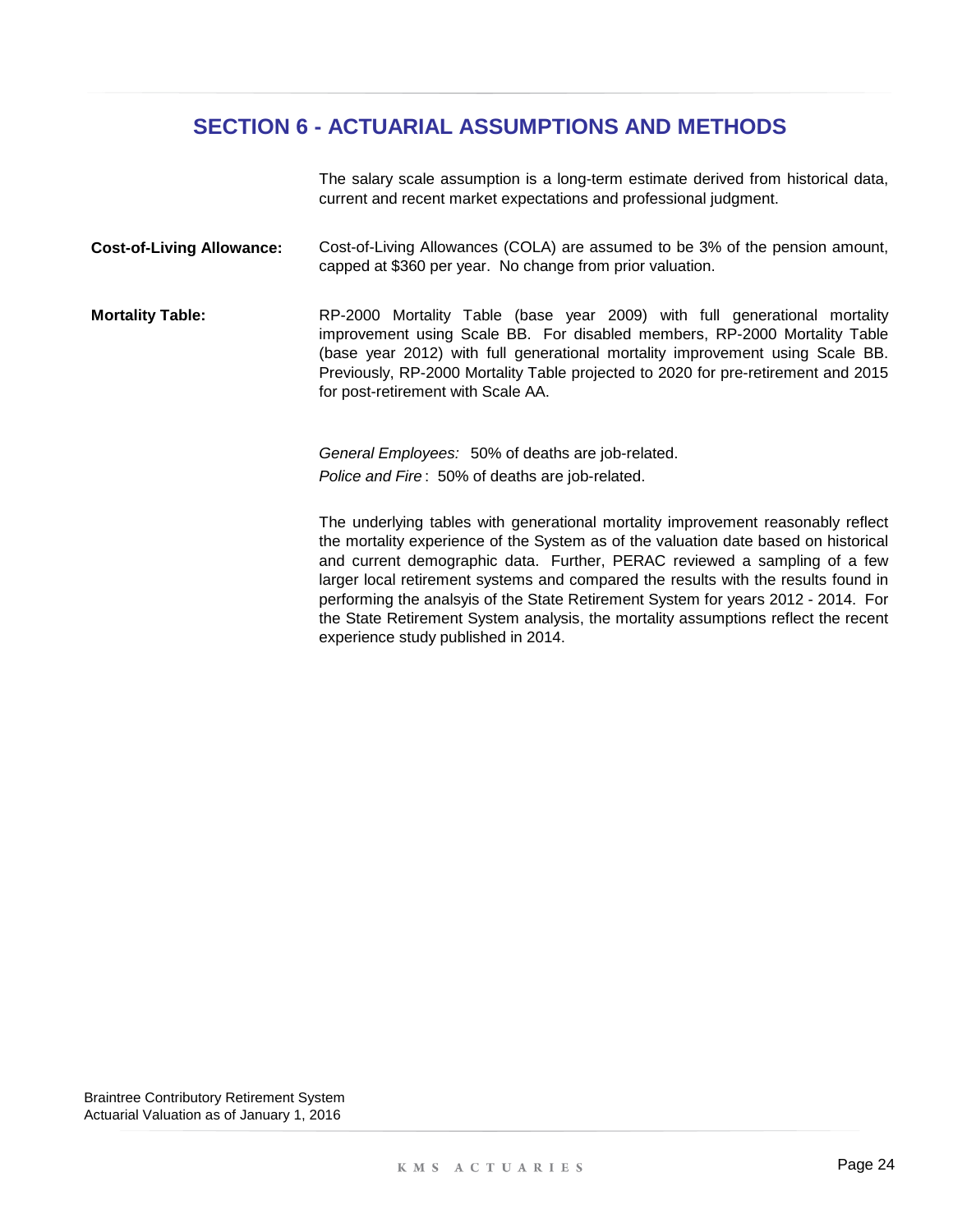## SECTION 6 - ACTUARIAL ASSUMPTIONS AND METHODS

The salary scale assumption is a long-term estimate derived from historical data, current and recent market expectations and professional judgment.

**Cost-of-Living Allowance:** Cost-of-Living Allowances (COLA) are assumed to be 3% of the pension amount, capped at $360 per year. No change from prior valuation.

**Mortality Table:** RP-2000 Mortality Table (base year 2009) with full generational mortality improvement using Scale BB. For disabled members, RP-2000 Mortality Table (base year 2012) with full generational mortality improvement using Scale BB. Previously, RP-2000 Mortality Table projected to 2020 for pre-retirement and 2015 for post-retirement with Scale AA.

*General Employees:* 50% of deaths are job-related.
*Police and Fire*: 50% of deaths are job-related.

The underlying tables with generational mortality improvement reasonably reflect the mortality experience of the System as of the valuation date based on historical and current demographic data. Further, PERAC reviewed a sampling of a few larger local retirement systems and compared the results with the results found in performing the analsyis of the State Retirement System for years 2012 - 2014. For the State Retirement System analysis, the mortality assumptions reflect the recent experience study published in 2014.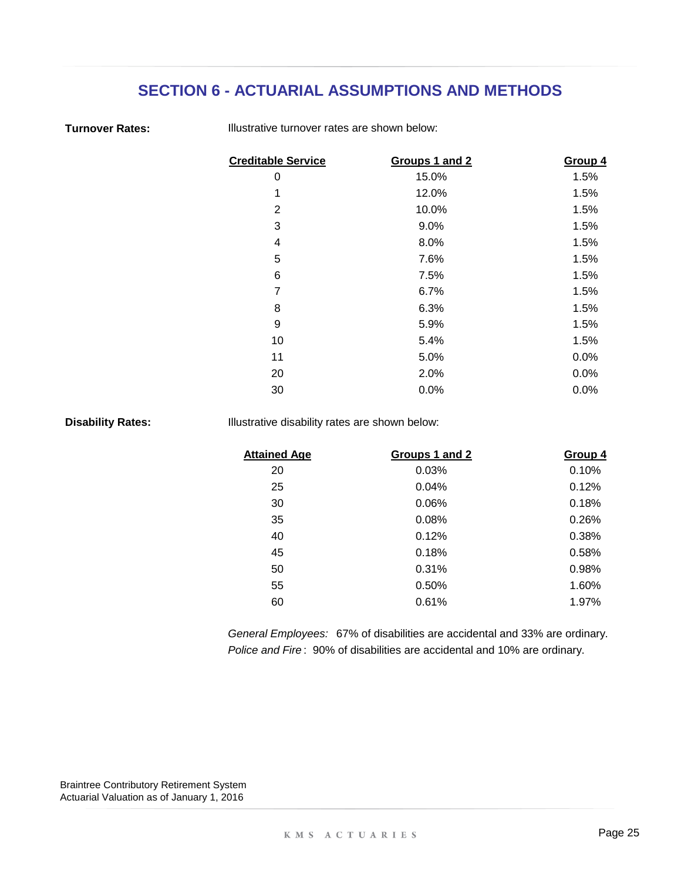## SECTION 6 - ACTUARIAL ASSUMPTIONS AND METHODS

**Turnover Rates:**

Illustrative turnover rates are shown below:

| Creditable Service | Groups 1 and 2 | Group 4 |
|---|---|---|
| 0 | 15.0% | 1.5% |
| 1 | 12.0% | 1.5% |
| 2 | 10.0% | 1.5% |
| 3 | 9.0% | 1.5% |
| 4 | 8.0% | 1.5% |
| 5 | 7.6% | 1.5% |
| 6 | 7.5% | 1.5% |
| 7 | 6.7% | 1.5% |
| 8 | 6.3% | 1.5% |
| 9 | 5.9% | 1.5% |
| 10 | 5.4% | 1.5% |
| 11 | 5.0% | 0.0% |
| 20 | 2.0% | 0.0% |
| 30 | 0.0% | 0.0% |

**Disability Rates:**

Illustrative disability rates are shown below:

| Attained Age | Groups 1 and 2 | Group 4 |
|---|---|---|
| 20 | 0.03% | 0.10% |
| 25 | 0.04% | 0.12% |
| 30 | 0.06% | 0.18% |
| 35 | 0.08% | 0.26% |
| 40 | 0.12% | 0.38% |
| 45 | 0.18% | 0.58% |
| 50 | 0.31% | 0.98% |
| 55 | 0.50% | 1.60% |
| 60 | 0.61% | 1.97% |

*General Employees:* 67% of disabilities are accidental and 33% are ordinary.
*Police and Fire*: 90% of disabilities are accidental and 10% are ordinary.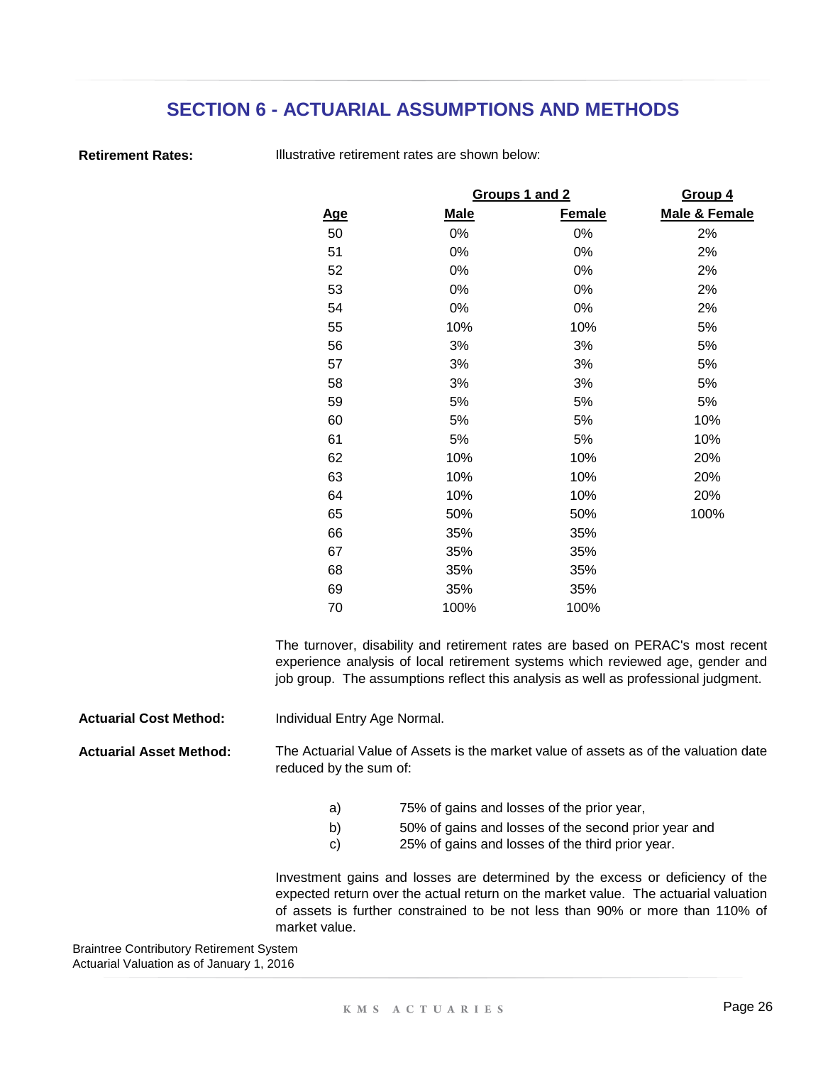# SECTION 6 - ACTUARIAL ASSUMPTIONS AND METHODS

**Retirement Rates:** Illustrative retirement rates are shown below:

| | Groups 1 and 2 | | Group 4 |
|---|---|---|---|
| **Age** | **Male** | **Female** | **Male & Female** |
| 50 | 0% | 0% | 2% |
| 51 | 0% | 0% | 2% |
| 52 | 0% | 0% | 2% |
| 53 | 0% | 0% | 2% |
| 54 | 0% | 0% | 2% |
| 55 | 10% | 10% | 5% |
| 56 | 3% | 3% | 5% |
| 57 | 3% | 3% | 5% |
| 58 | 3% | 3% | 5% |
| 59 | 5% | 5% | 5% |
| 60 | 5% | 5% | 10% |
| 61 | 5% | 5% | 10% |
| 62 | 10% | 10% | 20% |
| 63 | 10% | 10% | 20% |
| 64 | 10% | 10% | 20% |
| 65 | 50% | 50% | 100% |
| 66 | 35% | 35% | |
| 67 | 35% | 35% | |
| 68 | 35% | 35% | |
| 69 | 35% | 35% | |
| 70 | 100% | 100% | |

The turnover, disability and retirement rates are based on PERAC's most recent experience analysis of local retirement systems which reviewed age, gender and job group. The assumptions reflect this analysis as well as professional judgment.

**Actuarial Cost Method:** Individual Entry Age Normal.

**Actuarial Asset Method:** The Actuarial Value of Assets is the market value of assets as of the valuation date reduced by the sum of:

a) 75% of gains and losses of the prior year,
b) 50% of gains and losses of the second prior year and
c) 25% of gains and losses of the third prior year.

Investment gains and losses are determined by the excess or deficiency of the expected return over the actual return on the market value. The actuarial valuation of assets is further constrained to be not less than 90% or more than 110% of market value.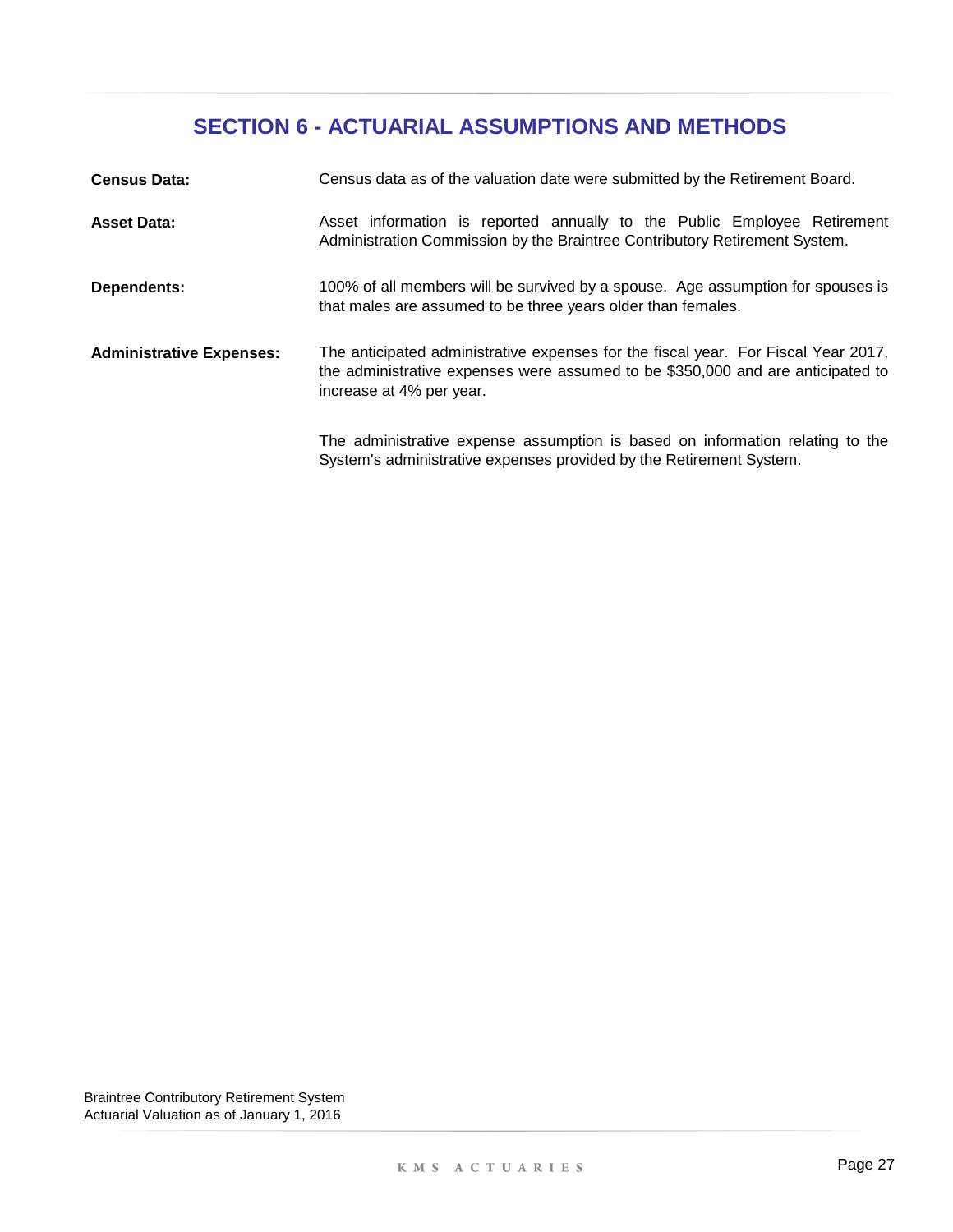## SECTION 6 - ACTUARIAL ASSUMPTIONS AND METHODS

**Census Data:** Census data as of the valuation date were submitted by the Retirement Board.

**Asset Data:** Asset information is reported annually to the Public Employee Retirement Administration Commission by the Braintree Contributory Retirement System.

**Dependents:** 100% of all members will be survived by a spouse. Age assumption for spouses is that males are assumed to be three years older than females.

**Administrative Expenses:** The anticipated administrative expenses for the fiscal year. For Fiscal Year 2017, the administrative expenses were assumed to be $350,000 and are anticipated to increase at 4% per year.

The administrative expense assumption is based on information relating to the System's administrative expenses provided by the Retirement System.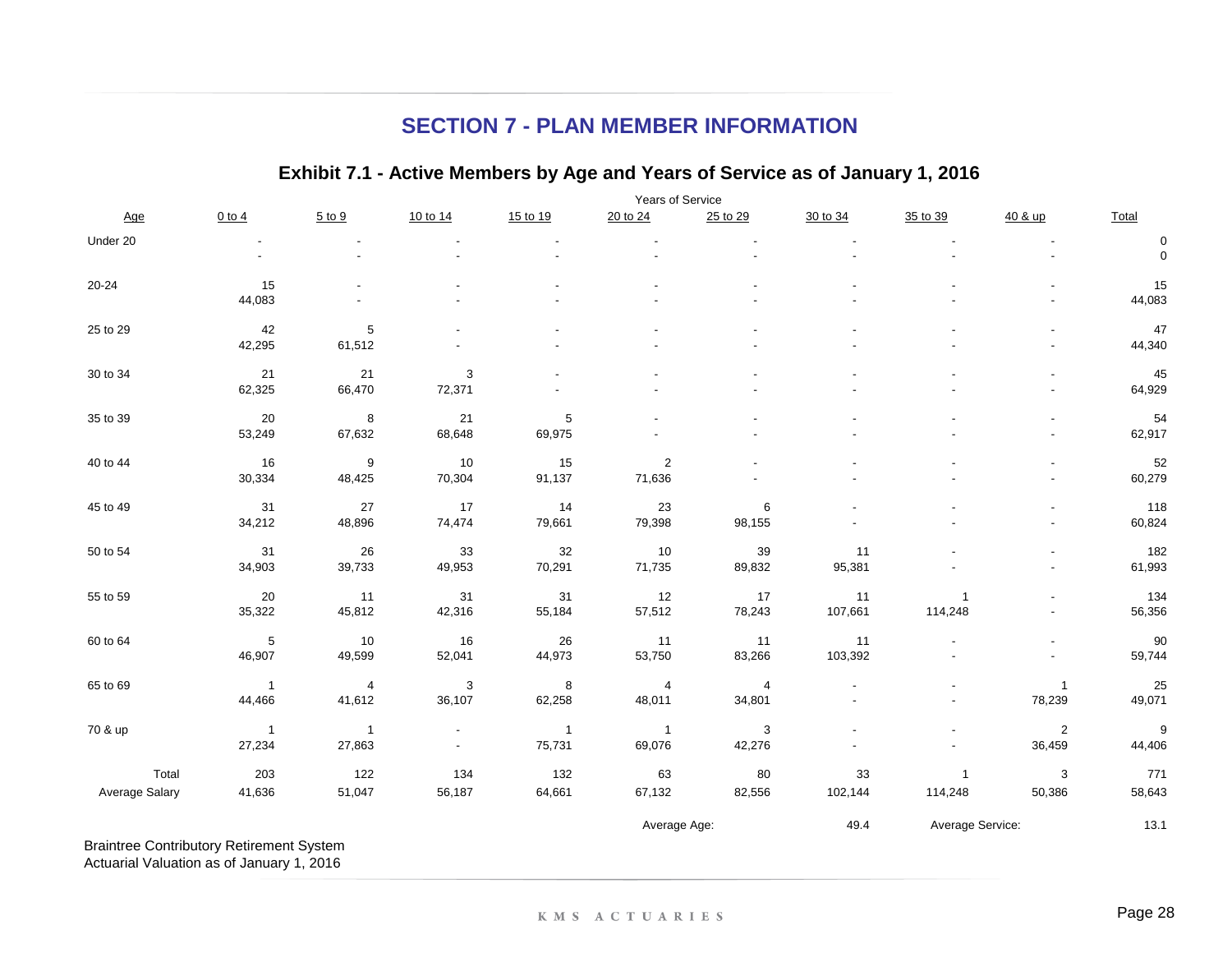## SECTION 7 - PLAN MEMBER INFORMATION

### Exhibit 7.1 - Active Members by Age and Years of Service as of January 1, 2016

| | Years of Service | | | | | | | | | |
|---|---|---|---|---|---|---|---|---|---|---|
| Age | 0 to 4 | 5 to 9 | 10 to 14 | 15 to 19 | 20 to 24 | 25 to 29 | 30 to 34 | 35 to 39 | 40 & up | Total |
| Under 20 | - | - | - | - | - | - | - | - | - | 0 |
| | - | - | - | - | - | - | - | - | - | 0 |
| 20-24 | 15 | - | - | - | - | - | - | - | - | 15 |
| | 44,083 | - | - | - | - | - | - | - | - | 44,083 |
| 25 to 29 | 42 | 5 | - | - | - | - | - | - | - | 47 |
| | 42,295 | 61,512 | - | - | - | - | - | - | - | 44,340 |
| 30 to 34 | 21 | 21 | 3 | - | - | - | - | - | - | 45 |
| | 62,325 | 66,470 | 72,371 | - | - | - | - | - | - | 64,929 |
| 35 to 39 | 20 | 8 | 21 | 5 | - | - | - | - | - | 54 |
| | 53,249 | 67,632 | 68,648 | 69,975 | - | - | - | - | - | 62,917 |
| 40 to 44 | 16 | 9 | 10 | 15 | 2 | - | - | - | - | 52 |
| | 30,334 | 48,425 | 70,304 | 91,137 | 71,636 | - | - | - | - | 60,279 |
| 45 to 49 | 31 | 27 | 17 | 14 | 23 | 6 | - | - | - | 118 |
| | 34,212 | 48,896 | 74,474 | 79,661 | 79,398 | 98,155 | - | - | - | 60,824 |
| 50 to 54 | 31 | 26 | 33 | 32 | 10 | 39 | 11 | - | - | 182 |
| | 34,903 | 39,733 | 49,953 | 70,291 | 71,735 | 89,832 | 95,381 | - | - | 61,993 |
| 55 to 59 | 20 | 11 | 31 | 31 | 12 | 17 | 11 | 1 | - | 134 |
| | 35,322 | 45,812 | 42,316 | 55,184 | 57,512 | 78,243 | 107,661 | 114,248 | - | 56,356 |
| 60 to 64 | 5 | 10 | 16 | 26 | 11 | 11 | 11 | - | - | 90 |
| | 46,907 | 49,599 | 52,041 | 44,973 | 53,750 | 83,266 | 103,392 | - | - | 59,744 |
| 65 to 69 | 1 | 4 | 3 | 8 | 4 | 4 | - | - | 1 | 25 |
| | 44,466 | 41,612 | 36,107 | 62,258 | 48,011 | 34,801 | - | - | 78,239 | 49,071 |
| 70 & up | 1 | 1 | - | 1 | 1 | 3 | - | - | 2 | 9 |
| | 27,234 | 27,863 | - | 75,731 | 69,076 | 42,276 | - | - | 36,459 | 44,406 |
| Total | 203 | 122 | 134 | 132 | 63 | 80 | 33 | 1 | 3 | 771 |
| Average Salary | 41,636 | 51,047 | 56,187 | 64,661 | 67,132 | 82,556 | 102,144 | 114,248 | 50,386 | 58,643 |

Average Age: 49.4 Average Service: 13.1

Braintree Contributory Retirement System
Actuarial Valuation as of January 1, 2016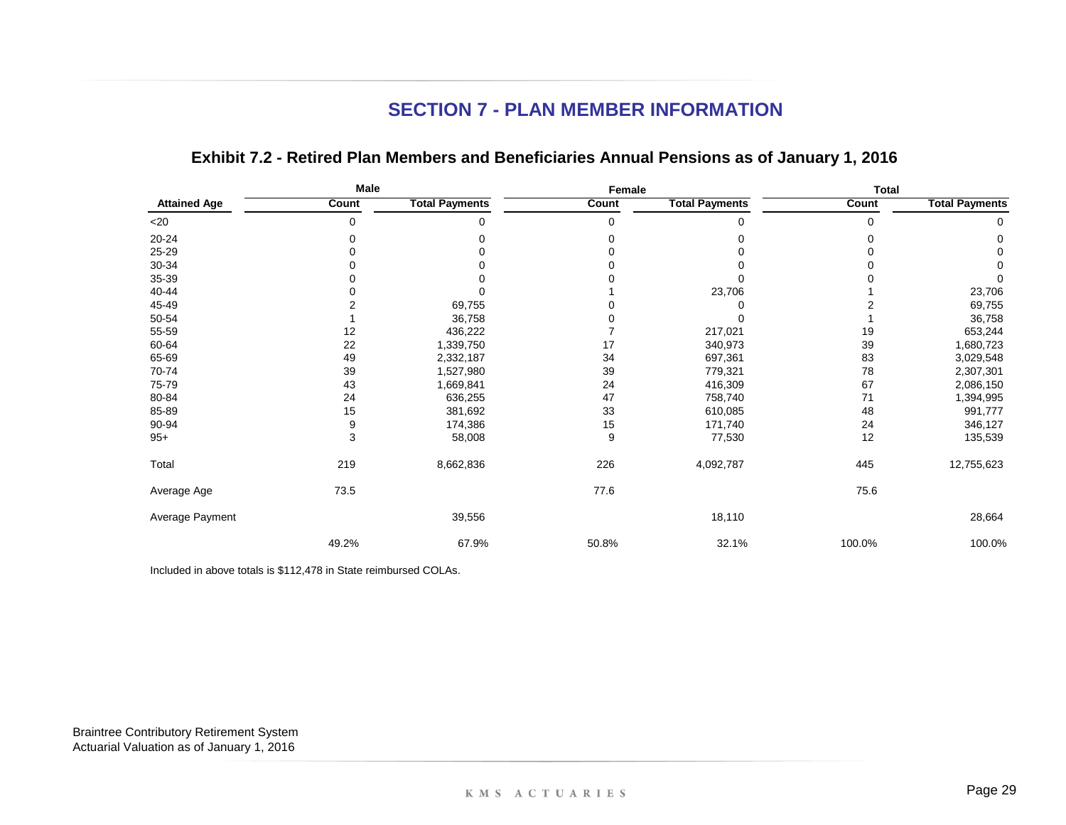## SECTION 7 - PLAN MEMBER INFORMATION

### Exhibit 7.2 - Retired Plan Members and Beneficiaries Annual Pensions as of January 1, 2016

| | Male | | Female | | Total | |
|---|---|---|---|---|---|---|
| **Attained Age** | **Count** | **Total Payments** | **Count** | **Total Payments** | **Count** | **Total Payments** |
| <20 | 0 | 0 | 0 | 0 | 0 | 0 |
| 20-24 | 0 | 0 | 0 | 0 | 0 | 0 |
| 25-29 | 0 | 0 | 0 | 0 | 0 | 0 |
| 30-34 | 0 | 0 | 0 | 0 | 0 | 0 |
| 35-39 | 0 | 0 | 0 | 0 | 0 | 0 |
| 40-44 | 0 | 0 | 1 | 23,706 | 1 | 23,706 |
| 45-49 | 2 | 69,755 | 0 | 0 | 2 | 69,755 |
| 50-54 | 1 | 36,758 | 0 | 0 | 1 | 36,758 |
| 55-59 | 12 | 436,222 | 7 | 217,021 | 19 | 653,244 |
| 60-64 | 22 | 1,339,750 | 17 | 340,973 | 39 | 1,680,723 |
| 65-69 | 49 | 2,332,187 | 34 | 697,361 | 83 | 3,029,548 |
| 70-74 | 39 | 1,527,980 | 39 | 779,321 | 78 | 2,307,301 |
| 75-79 | 43 | 1,669,841 | 24 | 416,309 | 67 | 2,086,150 |
| 80-84 | 24 | 636,255 | 47 | 758,740 | 71 | 1,394,995 |
| 85-89 | 15 | 381,692 | 33 | 610,085 | 48 | 991,777 |
| 90-94 | 9 | 174,386 | 15 | 171,740 | 24 | 346,127 |
| 95+ | 3 | 58,008 | 9 | 77,530 | 12 | 135,539 |
| Total | 219 | 8,662,836 | 226 | 4,092,787 | 445 | 12,755,623 |
| Average Age | 73.5 | | 77.6 | | 75.6 | |
| Average Payment | | 39,556 | | 18,110 | | 28,664 |
| | 49.2% | 67.9% | 50.8% | 32.1% | 100.0% | 100.0% |

Included in above totals is $112,478 in State reimbursed COLAs.

Braintree Contributory Retirement System
Actuarial Valuation as of January 1, 2016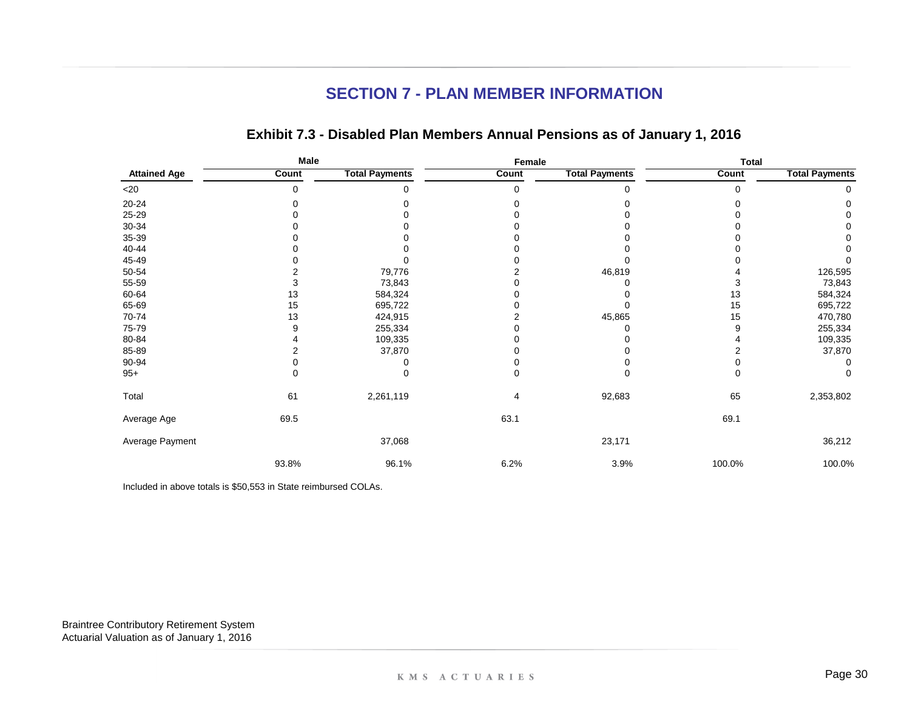## SECTION 7 - PLAN MEMBER INFORMATION

### Exhibit 7.3 - Disabled Plan Members Annual Pensions as of January 1, 2016

| | Male | | Female | | Total | |
|---|---|---|---|---|---|---|
| **Attained Age** | **Count** | **Total Payments** | **Count** | **Total Payments** | **Count** | **Total Payments** |
| <20 | 0 | 0 | 0 | 0 | 0 | 0 |
| 20-24 | 0 | 0 | 0 | 0 | 0 | 0 |
| 25-29 | 0 | 0 | 0 | 0 | 0 | 0 |
| 30-34 | 0 | 0 | 0 | 0 | 0 | 0 |
| 35-39 | 0 | 0 | 0 | 0 | 0 | 0 |
| 40-44 | 0 | 0 | 0 | 0 | 0 | 0 |
| 45-49 | 0 | 0 | 0 | 0 | 0 | 0 |
| 50-54 | 2 | 79,776 | 2 | 46,819 | 4 | 126,595 |
| 55-59 | 3 | 73,843 | 0 | 0 | 3 | 73,843 |
| 60-64 | 13 | 584,324 | 0 | 0 | 13 | 584,324 |
| 65-69 | 15 | 695,722 | 0 | 0 | 15 | 695,722 |
| 70-74 | 13 | 424,915 | 2 | 45,865 | 15 | 470,780 |
| 75-79 | 9 | 255,334 | 0 | 0 | 9 | 255,334 |
| 80-84 | 4 | 109,335 | 0 | 0 | 4 | 109,335 |
| 85-89 | 2 | 37,870 | 0 | 0 | 2 | 37,870 |
| 90-94 | 0 | 0 | 0 | 0 | 0 | 0 |
| 95+ | 0 | 0 | 0 | 0 | 0 | 0 |
| Total | 61 | 2,261,119 | 4 | 92,683 | 65 | 2,353,802 |
| Average Age | 69.5 | | 63.1 | | 69.1 | |
| Average Payment | | 37,068 | | 23,171 | | 36,212 |
| | 93.8% | 96.1% | 6.2% | 3.9% | 100.0% | 100.0% |

Included in above totals is $50,553 in State reimbursed COLAs.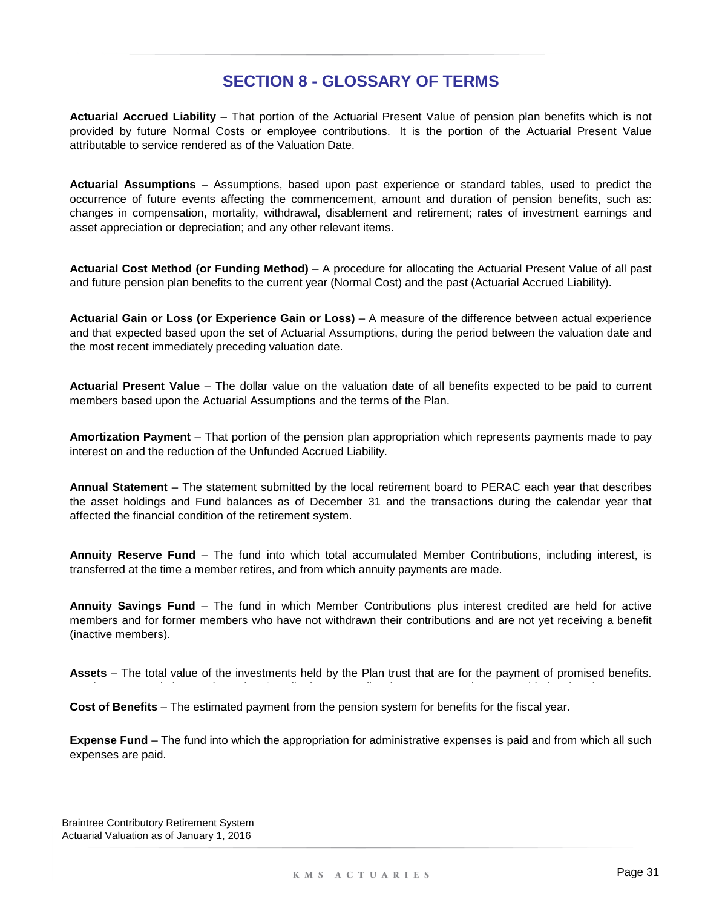# SECTION 8 - GLOSSARY OF TERMS

**Actuarial Accrued Liability** – That portion of the Actuarial Present Value of pension plan benefits which is not provided by future Normal Costs or employee contributions. It is the portion of the Actuarial Present Value attributable to service rendered as of the Valuation Date.

**Actuarial Assumptions** – Assumptions, based upon past experience or standard tables, used to predict the occurrence of future events affecting the commencement, amount and duration of pension benefits, such as: changes in compensation, mortality, withdrawal, disablement and retirement; rates of investment earnings and asset appreciation or depreciation; and any other relevant items.

**Actuarial Cost Method (or Funding Method)** – A procedure for allocating the Actuarial Present Value of all past and future pension plan benefits to the current year (Normal Cost) and the past (Actuarial Accrued Liability).

**Actuarial Gain or Loss (or Experience Gain or Loss)** – A measure of the difference between actual experience and that expected based upon the set of Actuarial Assumptions, during the period between the valuation date and the most recent immediately preceding valuation date.

**Actuarial Present Value** – The dollar value on the valuation date of all benefits expected to be paid to current members based upon the Actuarial Assumptions and the terms of the Plan.

**Amortization Payment** – That portion of the pension plan appropriation which represents payments made to pay interest on and the reduction of the Unfunded Accrued Liability.

**Annual Statement** – The statement submitted by the local retirement board to PERAC each year that describes the asset holdings and Fund balances as of December 31 and the transactions during the calendar year that affected the financial condition of the retirement system.

**Annuity Reserve Fund** – The fund into which total accumulated Member Contributions, including interest, is transferred at the time a member retires, and from which annuity payments are made.

**Annuity Savings Fund** – The fund in which Member Contributions plus interest credited are held for active members and for former members who have not withdrawn their contributions and are not yet receiving a benefit (inactive members).

**Assets** – The total value of the investments held by the Plan trust that are for the payment of promised benefits.

**Cost of Benefits** – The estimated payment from the pension system for benefits for the fiscal year.

**Expense Fund** – The fund into which the appropriation for administrative expenses is paid and from which all such expenses are paid.

Braintree Contributory Retirement System
Actuarial Valuation as of January 1, 2016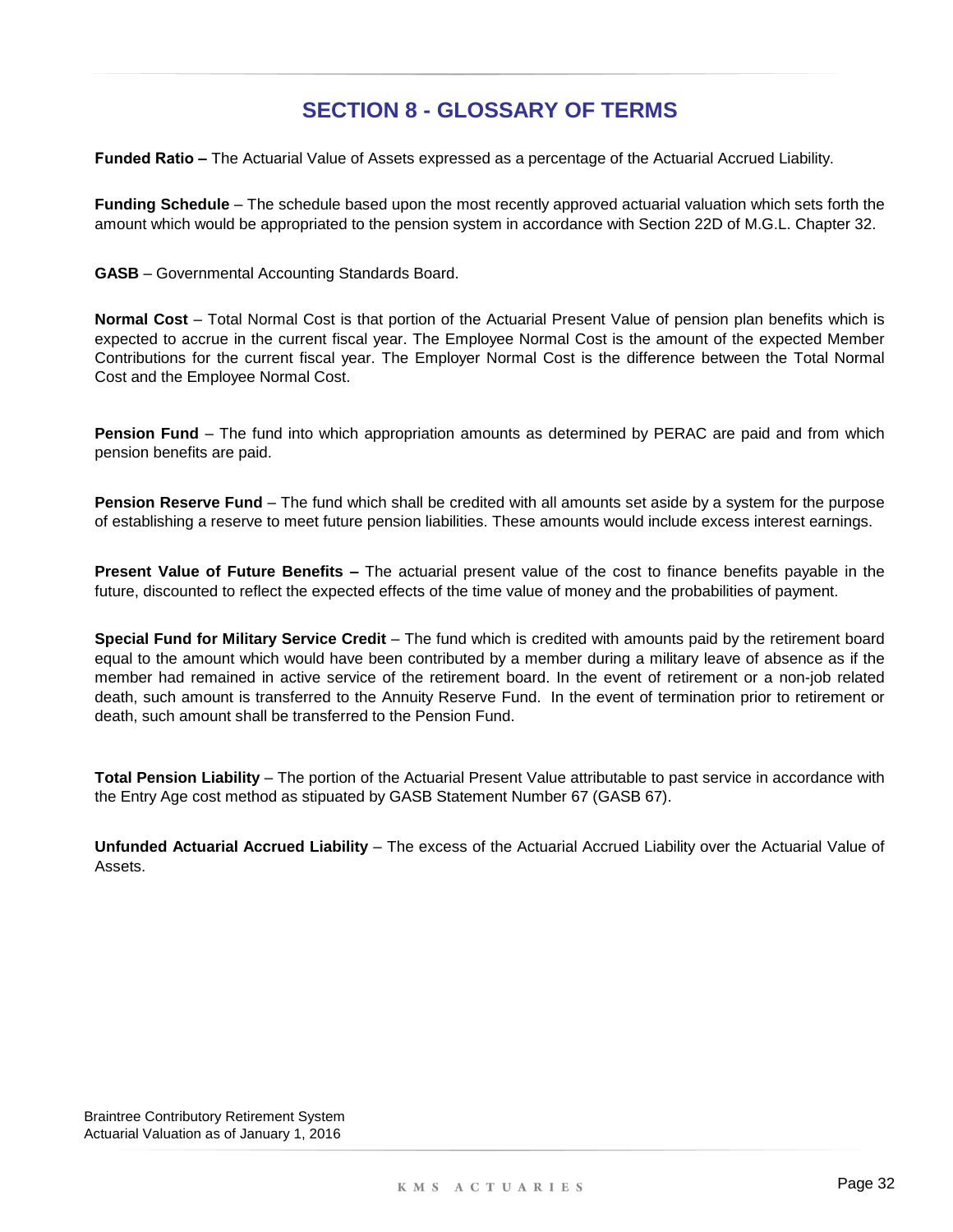# SECTION 8 - GLOSSARY OF TERMS

**Funded Ratio –** The Actuarial Value of Assets expressed as a percentage of the Actuarial Accrued Liability.

**Funding Schedule** – The schedule based upon the most recently approved actuarial valuation which sets forth the amount which would be appropriated to the pension system in accordance with Section 22D of M.G.L. Chapter 32.

**GASB** – Governmental Accounting Standards Board.

**Normal Cost** – Total Normal Cost is that portion of the Actuarial Present Value of pension plan benefits which is expected to accrue in the current fiscal year. The Employee Normal Cost is the amount of the expected Member Contributions for the current fiscal year. The Employer Normal Cost is the difference between the Total Normal Cost and the Employee Normal Cost.

**Pension Fund** – The fund into which appropriation amounts as determined by PERAC are paid and from which pension benefits are paid.

**Pension Reserve Fund** – The fund which shall be credited with all amounts set aside by a system for the purpose of establishing a reserve to meet future pension liabilities. These amounts would include excess interest earnings.

**Present Value of Future Benefits –** The actuarial present value of the cost to finance benefits payable in the future, discounted to reflect the expected effects of the time value of money and the probabilities of payment.

**Special Fund for Military Service Credit** – The fund which is credited with amounts paid by the retirement board equal to the amount which would have been contributed by a member during a military leave of absence as if the member had remained in active service of the retirement board. In the event of retirement or a non-job related death, such amount is transferred to the Annuity Reserve Fund. In the event of termination prior to retirement or death, such amount shall be transferred to the Pension Fund.

**Total Pension Liability** – The portion of the Actuarial Present Value attributable to past service in accordance with the Entry Age cost method as stipuated by GASB Statement Number 67 (GASB 67).

**Unfunded Actuarial Accrued Liability** – The excess of the Actuarial Accrued Liability over the Actuarial Value of Assets.